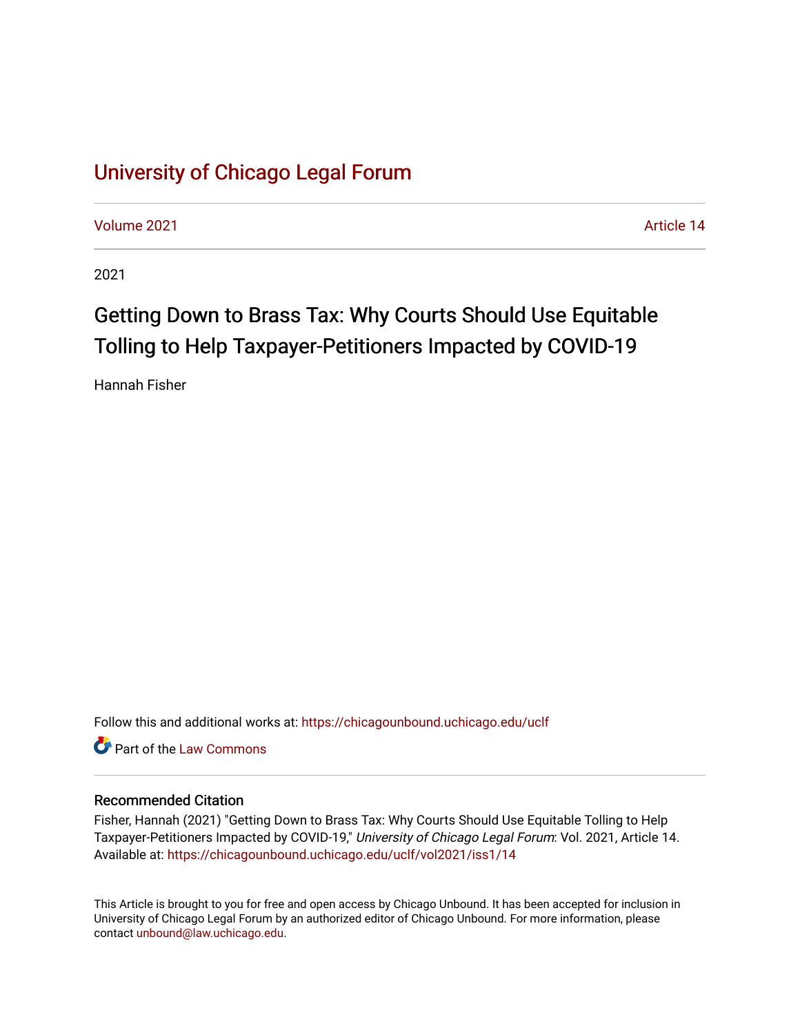# University of Chicago Legal Forum

Volume 2021 Article 14

2021

## Getting Down to Brass Tax: Why Courts Should Use Equitable Tolling to Help Taxpayer-Petitioners Impacted by COVID-19

Hannah Fisher

Follow this and additional works at: https://chicagounbound.uchicago.edu/uclf

Part of the Law Commons

### Recommended Citation

Fisher, Hannah (2021) "Getting Down to Brass Tax: Why Courts Should Use Equitable Tolling to Help Taxpayer-Petitioners Impacted by COVID-19," *University of Chicago Legal Forum*: Vol. 2021, Article 14.
Available at: https://chicagounbound.uchicago.edu/uclf/vol2021/iss1/14

This Article is brought to you for free and open access by Chicago Unbound. It has been accepted for inclusion in University of Chicago Legal Forum by an authorized editor of Chicago Unbound. For more information, please contact unbound@law.uchicago.edu.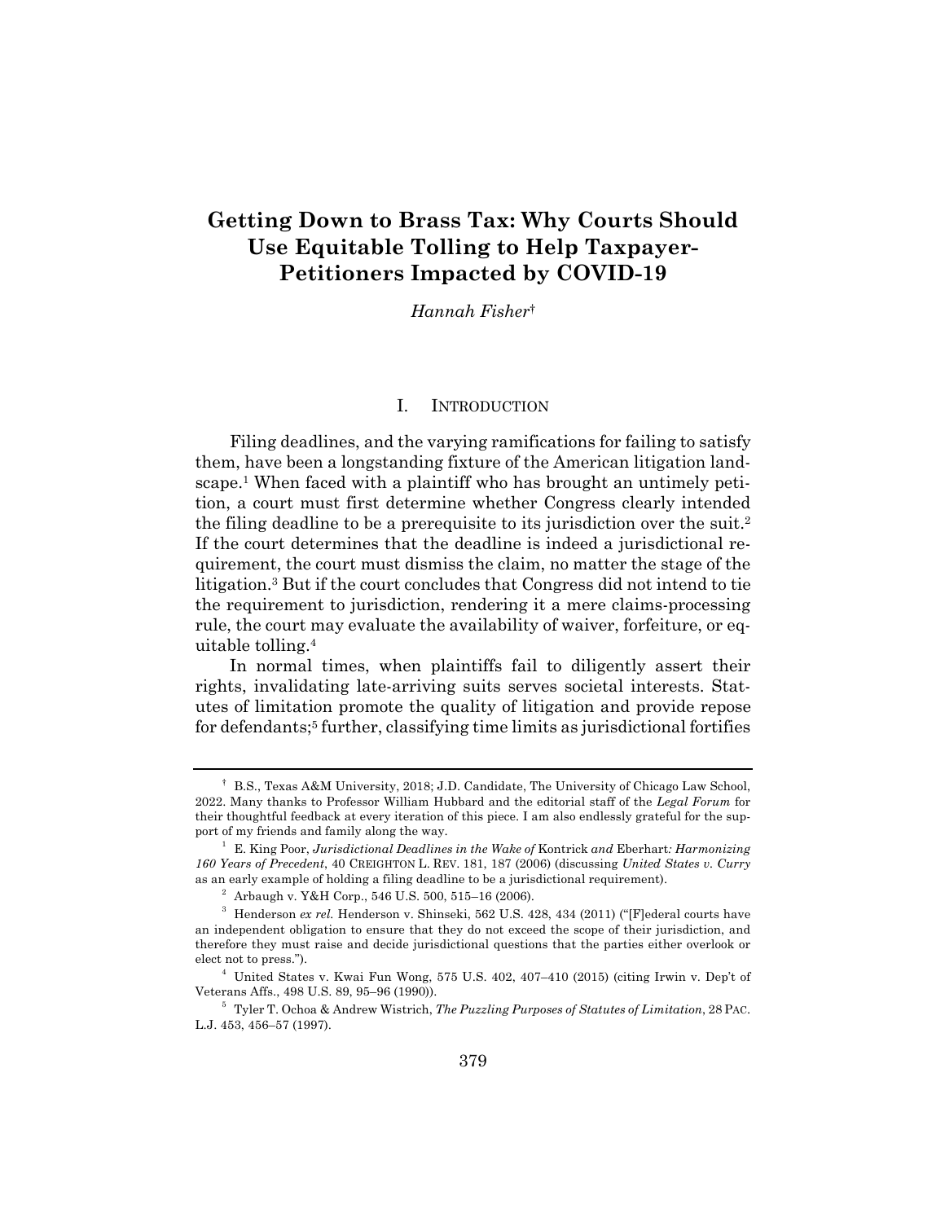# Getting Down to Brass Tax: Why Courts Should Use Equitable Tolling to Help Taxpayer-Petitioners Impacted by COVID-19

*Hannah Fisher*†

## I. Introduction

Filing deadlines, and the varying ramifications for failing to satisfy them, have been a longstanding fixture of the American litigation landscape.[1] When faced with a plaintiff who has brought an untimely petition, a court must first determine whether Congress clearly intended the filing deadline to be a prerequisite to its jurisdiction over the suit.[2] If the court determines that the deadline is indeed a jurisdictional requirement, the court must dismiss the claim, no matter the stage of the litigation.[3] But if the court concludes that Congress did not intend to tie the requirement to jurisdiction, rendering it a mere claims-processing rule, the court may evaluate the availability of waiver, forfeiture, or equitable tolling.[4]

In normal times, when plaintiffs fail to diligently assert their rights, invalidating late-arriving suits serves societal interests. Statutes of limitation promote the quality of litigation and provide repose for defendants;[5] further, classifying time limits as jurisdictional fortifies

---

† B.S., Texas A&M University, 2018; J.D. Candidate, The University of Chicago Law School, 2022. Many thanks to Professor William Hubbard and the editorial staff of the *Legal Forum* for their thoughtful feedback at every iteration of this piece. I am also endlessly grateful for the support of my friends and family along the way.

1 E. King Poor, *Jurisdictional Deadlines in the Wake of* Kontrick *and* Eberhart*: Harmonizing 160 Years of Precedent*, 40 CREIGHTON L. REV. 181, 187 (2006) (discussing *United States v. Curry* as an early example of holding a filing deadline to be a jurisdictional requirement).

2 Arbaugh v. Y&H Corp., 546 U.S. 500, 515–16 (2006).

3 Henderson *ex rel.* Henderson v. Shinseki, 562 U.S. 428, 434 (2011) ("[F]ederal courts have an independent obligation to ensure that they do not exceed the scope of their jurisdiction, and therefore they must raise and decide jurisdictional questions that the parties either overlook or elect not to press.").

4 United States v. Kwai Fun Wong, 575 U.S. 402, 407–410 (2015) (citing Irwin v. Dep't of Veterans Affs., 498 U.S. 89, 95–96 (1990)).

5 Tyler T. Ochoa & Andrew Wistrich, *The Puzzling Purposes of Statutes of Limitation*, 28 PAC. L.J. 453, 456–57 (1997).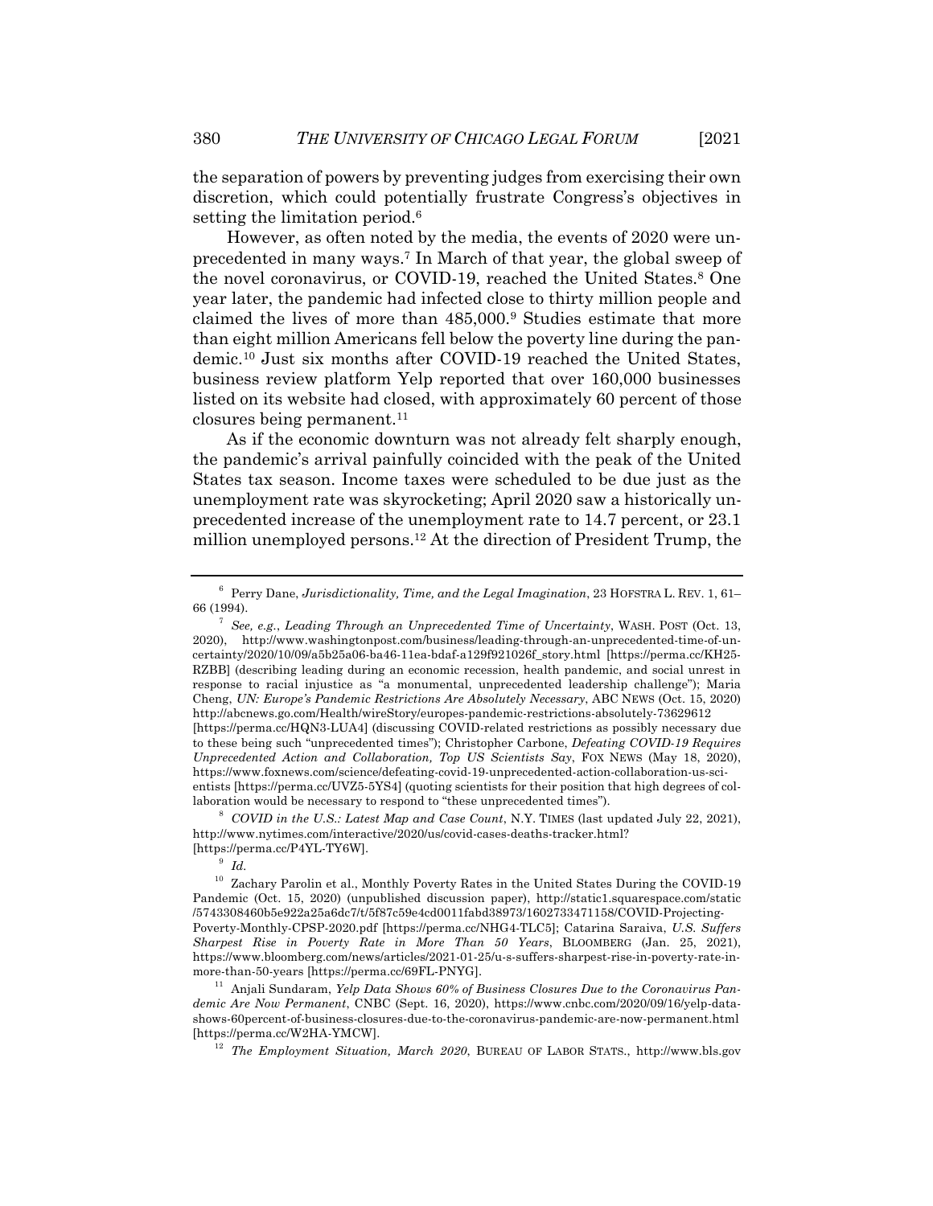the separation of powers by preventing judges from exercising their own discretion, which could potentially frustrate Congress's objectives in setting the limitation period.[6]

However, as often noted by the media, the events of 2020 were unprecedented in many ways.[7] In March of that year, the global sweep of the novel coronavirus, or COVID-19, reached the United States.[8] One year later, the pandemic had infected close to thirty million people and claimed the lives of more than 485,000.[9] Studies estimate that more than eight million Americans fell below the poverty line during the pandemic.[10] Just six months after COVID-19 reached the United States, business review platform Yelp reported that over 160,000 businesses listed on its website had closed, with approximately 60 percent of those closures being permanent.[11]

As if the economic downturn was not already felt sharply enough, the pandemic's arrival painfully coincided with the peak of the United States tax season. Income taxes were scheduled to be due just as the unemployment rate was skyrocketing; April 2020 saw a historically unprecedented increase of the unemployment rate to 14.7 percent, or 23.1 million unemployed persons.[12] At the direction of President Trump, the

---

[6] Perry Dane, *Jurisdictionality, Time, and the Legal Imagination*, 23 HOFSTRA L. REV. 1, 61–66 (1994).

[7] *See, e.g.*, *Leading Through an Unprecedented Time of Uncertainty*, WASH. POST (Oct. 13, 2020), http://www.washingtonpost.com/business/leading-through-an-unprecedented-time-of-uncertainty/2020/10/09/a5b25a06-ba46-11ea-bdaf-a129f921026f_story.html [https://perma.cc/KH25-RZBB] (describing leading during an economic recession, health pandemic, and social unrest in response to racial injustice as "a monumental, unprecedented leadership challenge"); Maria Cheng, *UN: Europe's Pandemic Restrictions Are Absolutely Necessary*, ABC NEWS (Oct. 15, 2020) http://abcnews.go.com/Health/wireStory/europes-pandemic-restrictions-absolutely-73629612 [https://perma.cc/HQN3-LUA4] (discussing COVID-related restrictions as possibly necessary due to these being such "unprecedented times"); Christopher Carbone, *Defeating COVID-19 Requires Unprecedented Action and Collaboration, Top US Scientists Say*, FOX NEWS (May 18, 2020), https://www.foxnews.com/science/defeating-covid-19-unprecedented-action-collaboration-us-scientists [https://perma.cc/UVZ5-5YS4] (quoting scientists for their position that high degrees of collaboration would be necessary to respond to "these unprecedented times").

[8] *COVID in the U.S.: Latest Map and Case Count*, N.Y. TIMES (last updated July 22, 2021), http://www.nytimes.com/interactive/2020/us/covid-cases-deaths-tracker.html? [https://perma.cc/P4YL-TY6W].

[9] *Id.*

[10] Zachary Parolin et al., Monthly Poverty Rates in the United States During the COVID-19 Pandemic (Oct. 15, 2020) (unpublished discussion paper), http://static1.squarespace.com/static/5743308460b5e922a25a6dc7/t/5f87c59e4cd0011fabd38973/1602733471158/COVID-Projecting-Poverty-Monthly-CPSP-2020.pdf [https://perma.cc/NHG4-TLC5]; Catarina Saraiva, *U.S. Suffers Sharpest Rise in Poverty Rate in More Than 50 Years*, BLOOMBERG (Jan. 25, 2021), https://www.bloomberg.com/news/articles/2021-01-25/u-s-suffers-sharpest-rise-in-poverty-rate-in-more-than-50-years [https://perma.cc/69FL-PNYG].

[11] Anjali Sundaram, *Yelp Data Shows 60% of Business Closures Due to the Coronavirus Pandemic Are Now Permanent*, CNBC (Sept. 16, 2020), https://www.cnbc.com/2020/09/16/yelp-data-shows-60percent-of-business-closures-due-to-the-coronavirus-pandemic-are-now-permanent.html [https://perma.cc/W2HA-YMCW].

[12] *The Employment Situation, March 2020*, BUREAU OF LABOR STATS., http://www.bls.gov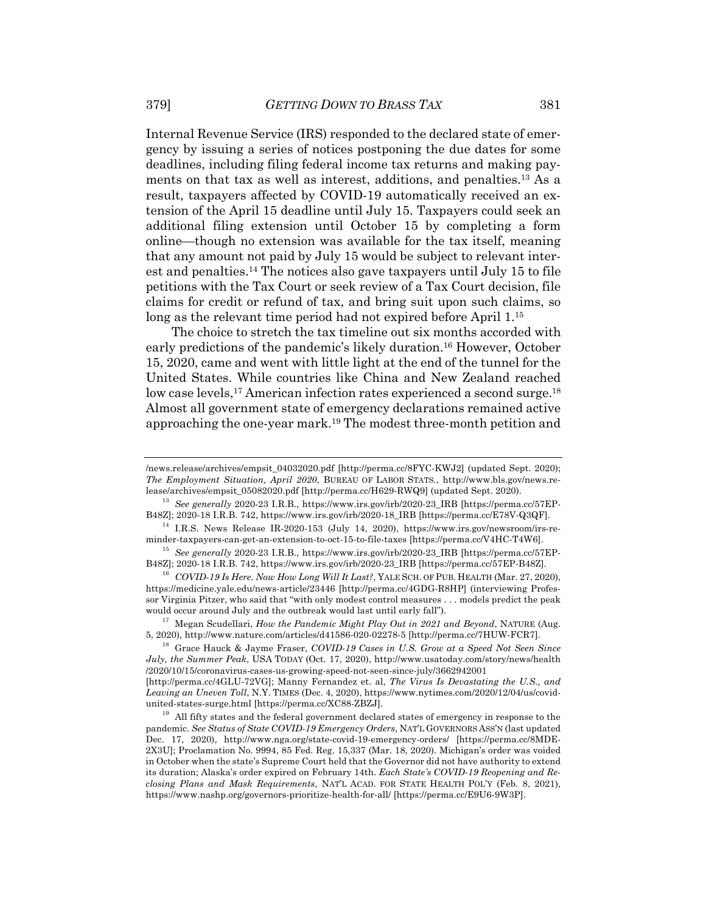Internal Revenue Service (IRS) responded to the declared state of emergency by issuing a series of notices postponing the due dates for some deadlines, including filing federal income tax returns and making payments on that tax as well as interest, additions, and penalties.[13] As a result, taxpayers affected by COVID-19 automatically received an extension of the April 15 deadline until July 15. Taxpayers could seek an additional filing extension until October 15 by completing a form online—though no extension was available for the tax itself, meaning that any amount not paid by July 15 would be subject to relevant interest and penalties.[14] The notices also gave taxpayers until July 15 to file petitions with the Tax Court or seek review of a Tax Court decision, file claims for credit or refund of tax, and bring suit upon such claims, so long as the relevant time period had not expired before April 1.[15]

The choice to stretch the tax timeline out six months accorded with early predictions of the pandemic's likely duration.[16] However, October 15, 2020, came and went with little light at the end of the tunnel for the United States. While countries like China and New Zealand reached low case levels,[17] American infection rates experienced a second surge.[18] Almost all government state of emergency declarations remained active approaching the one-year mark.[19] The modest three-month petition and

---

/news.release/archives/empsit_04032020.pdf [http://perma.cc/8FYC-KWJ2] (updated Sept. 2020); *The Employment Situation, April 2020*, BUREAU OF LABOR STATS., http://www.bls.gov/news.release/archives/empsit_05082020.pdf [http://perma.cc/H629-RWQ9] (updated Sept. 2020).

[13] *See generally* 2020-23 I.R.B., https://www.irs.gov/irb/2020-23_IRB [https://perma.cc/57EP-B48Z]; 2020-18 I.R.B. 742, https://www.irs.gov/irb/2020-18_IRB [https://perma.cc/E78V-Q3QF].

[14] I.R.S. News Release IR-2020-153 (July 14, 2020), https://www.irs.gov/newsroom/irs-reminder-taxpayers-can-get-an-extension-to-oct-15-to-file-taxes [https://perma.cc/V4HC-T4W6].

[15] *See generally* 2020-23 I.R.B., https://www.irs.gov/irb/2020-23_IRB [https://perma.cc/57EP-B48Z]; 2020-18 I.R.B. 742, https://www.irs.gov/irb/2020-23_IRB [https://perma.cc/57EP-B48Z].

[16] *COVID-19 Is Here. Now How Long Will It Last?*, YALE SCH. OF PUB. HEALTH (Mar. 27, 2020), https://medicine.yale.edu/news-article/23446 [http://perma.cc/4GDG-R8HP] (interviewing Professor Virginia Pitzer, who said that "with only modest control measures . . . models predict the peak would occur around July and the outbreak would last until early fall").

[17] Megan Scudellari, *How the Pandemic Might Play Out in 2021 and Beyond*, NATURE (Aug. 5, 2020), http://www.nature.com/articles/d41586-020-02278-5 [http://perma.cc/7HUW-FCR7].

[18] Grace Hauck & Jayme Fraser, *COVID-19 Cases in U.S. Grow at a Speed Not Seen Since July, the Summer Peak*, USA TODAY (Oct. 17, 2020), http://www.usatoday.com/story/news/health/2020/10/15/coronavirus-cases-us-growing-speed-not-seen-since-july/3662942001 [http://perma.cc/4GLU-72VG]; Manny Fernandez et. al, *The Virus Is Devastating the U.S., and Leaving an Uneven Toll*, N.Y. TIMES (Dec. 4, 2020), https://www.nytimes.com/2020/12/04/us/covid-united-states-surge.html [https://perma.cc/XC88-ZBZJ].

[19] All fifty states and the federal government declared states of emergency in response to the pandemic. *See Status of State COVID-19 Emergency Orders*, NAT'L GOVERNORS ASS'N (last updated Dec. 17, 2020), http://www.nga.org/state-covid-19-emergency-orders/ [https://perma.cc/8MDE-2X3U]; Proclamation No. 9994, 85 Fed. Reg. 15,337 (Mar. 18, 2020). Michigan's order was voided in October when the state's Supreme Court held that the Governor did not have authority to extend its duration; Alaska's order expired on February 14th. *Each State's COVID-19 Reopening and Reclosing Plans and Mask Requirements*, NAT'L ACAD. FOR STATE HEALTH POL'Y (Feb. 8, 2021), https://www.nashp.org/governors-prioritize-health-for-all/ [https://perma.cc/E9U6-9W3P].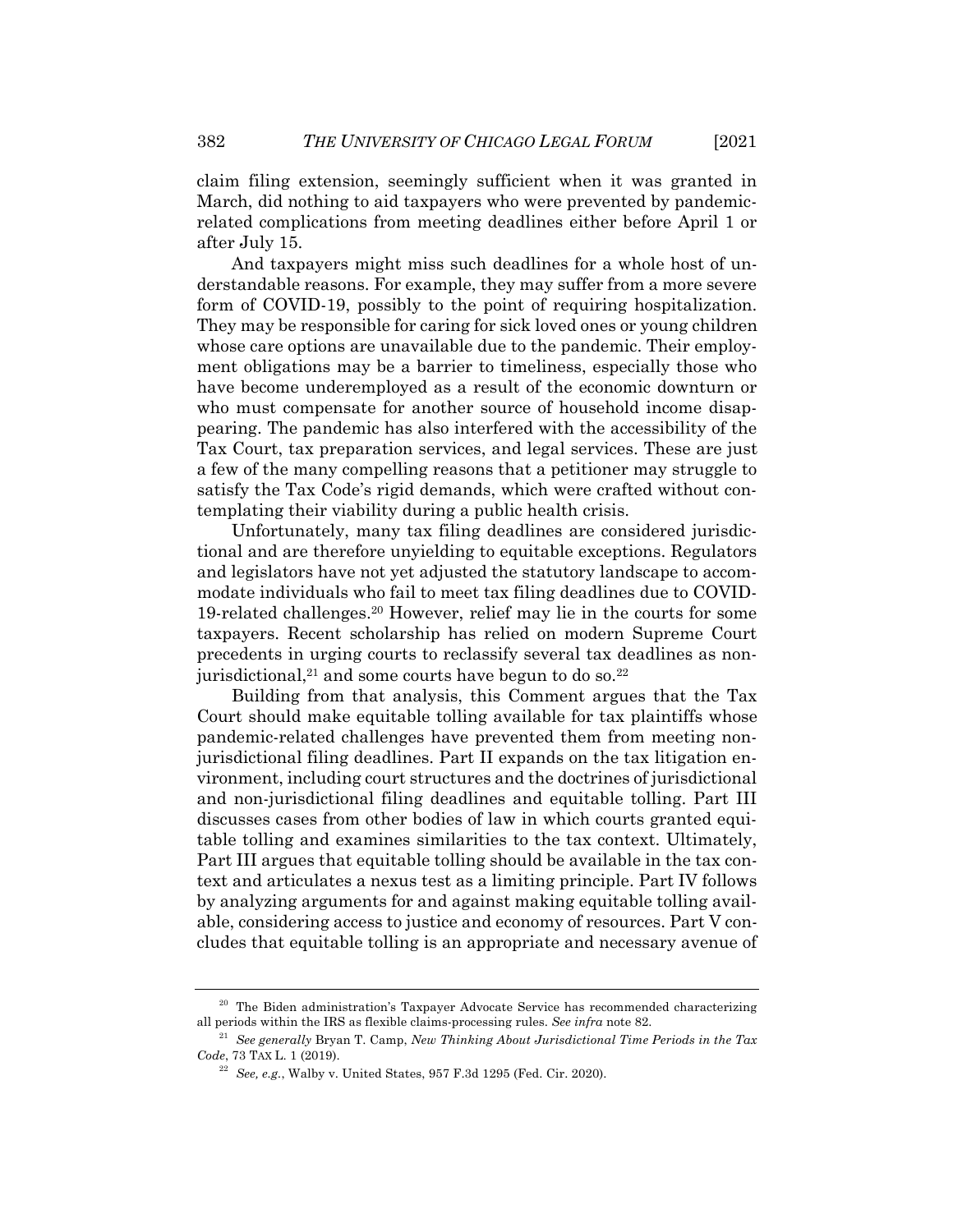claim filing extension, seemingly sufficient when it was granted in March, did nothing to aid taxpayers who were prevented by pandemic-related complications from meeting deadlines either before April 1 or after July 15.

And taxpayers might miss such deadlines for a whole host of understandable reasons. For example, they may suffer from a more severe form of COVID-19, possibly to the point of requiring hospitalization. They may be responsible for caring for sick loved ones or young children whose care options are unavailable due to the pandemic. Their employment obligations may be a barrier to timeliness, especially those who have become underemployed as a result of the economic downturn or who must compensate for another source of household income disappearing. The pandemic has also interfered with the accessibility of the Tax Court, tax preparation services, and legal services. These are just a few of the many compelling reasons that a petitioner may struggle to satisfy the Tax Code's rigid demands, which were crafted without contemplating their viability during a public health crisis.

Unfortunately, many tax filing deadlines are considered jurisdictional and are therefore unyielding to equitable exceptions. Regulators and legislators have not yet adjusted the statutory landscape to accommodate individuals who fail to meet tax filing deadlines due to COVID-19-related challenges.[20] However, relief may lie in the courts for some taxpayers. Recent scholarship has relied on modern Supreme Court precedents in urging courts to reclassify several tax deadlines as non-jurisdictional,[21] and some courts have begun to do so.[22]

Building from that analysis, this Comment argues that the Tax Court should make equitable tolling available for tax plaintiffs whose pandemic-related challenges have prevented them from meeting non-jurisdictional filing deadlines. Part II expands on the tax litigation environment, including court structures and the doctrines of jurisdictional and non-jurisdictional filing deadlines and equitable tolling. Part III discusses cases from other bodies of law in which courts granted equitable tolling and examines similarities to the tax context. Ultimately, Part III argues that equitable tolling should be available in the tax context and articulates a nexus test as a limiting principle. Part IV follows by analyzing arguments for and against making equitable tolling available, considering access to justice and economy of resources. Part V concludes that equitable tolling is an appropriate and necessary avenue of

---

[20] The Biden administration's Taxpayer Advocate Service has recommended characterizing all periods within the IRS as flexible claims-processing rules. *See infra* note 82.

[21] *See generally* Bryan T. Camp, *New Thinking About Jurisdictional Time Periods in the Tax Code*, 73 TAX L. 1 (2019).

[22] *See, e.g.*, Walby v. United States, 957 F.3d 1295 (Fed. Cir. 2020).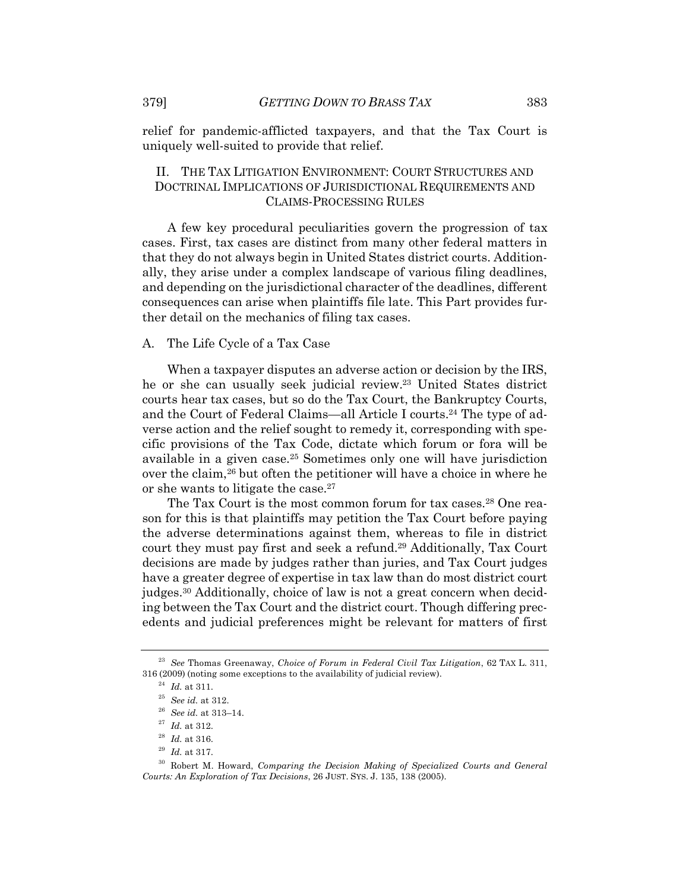relief for pandemic-afflicted taxpayers, and that the Tax Court is uniquely well-suited to provide that relief.

## II. THE TAX LITIGATION ENVIRONMENT: COURT STRUCTURES AND DOCTRINAL IMPLICATIONS OF JURISDICTIONAL REQUIREMENTS AND CLAIMS-PROCESSING RULES

A few key procedural peculiarities govern the progression of tax cases. First, tax cases are distinct from many other federal matters in that they do not always begin in United States district courts. Additionally, they arise under a complex landscape of various filing deadlines, and depending on the jurisdictional character of the deadlines, different consequences can arise when plaintiffs file late. This Part provides further detail on the mechanics of filing tax cases.

### A. The Life Cycle of a Tax Case

When a taxpayer disputes an adverse action or decision by the IRS, he or she can usually seek judicial review.[23] United States district courts hear tax cases, but so do the Tax Court, the Bankruptcy Courts, and the Court of Federal Claims—all Article I courts.[24] The type of adverse action and the relief sought to remedy it, corresponding with specific provisions of the Tax Code, dictate which forum or fora will be available in a given case.[25] Sometimes only one will have jurisdiction over the claim,[26] but often the petitioner will have a choice in where he or she wants to litigate the case.[27]

The Tax Court is the most common forum for tax cases.[28] One reason for this is that plaintiffs may petition the Tax Court before paying the adverse determinations against them, whereas to file in district court they must pay first and seek a refund.[29] Additionally, Tax Court decisions are made by judges rather than juries, and Tax Court judges have a greater degree of expertise in tax law than do most district court judges.[30] Additionally, choice of law is not a great concern when deciding between the Tax Court and the district court. Though differing precedents and judicial preferences might be relevant for matters of first

---

[23] *See* Thomas Greenaway, *Choice of Forum in Federal Civil Tax Litigation*, 62 TAX L. 311, 316 (2009) (noting some exceptions to the availability of judicial review).

[24] *Id.* at 311.

[25] *See id.* at 312.

[26] *See id.* at 313–14.

[27] *Id.* at 312.

[28] *Id.* at 316.

[29] *Id.* at 317.

[30] Robert M. Howard, *Comparing the Decision Making of Specialized Courts and General Courts: An Exploration of Tax Decisions*, 26 JUST. SYS. J. 135, 138 (2005).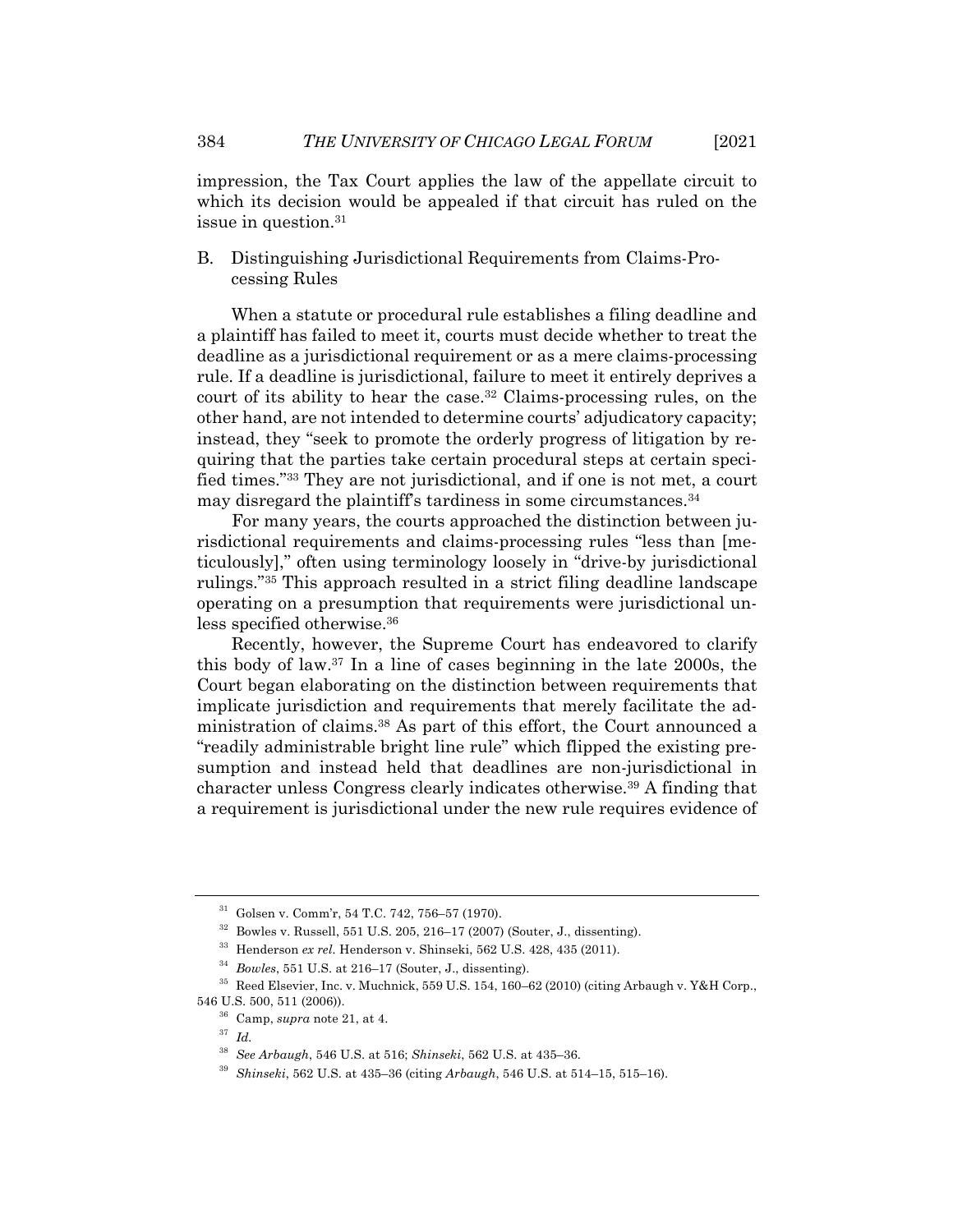impression, the Tax Court applies the law of the appellate circuit to which its decision would be appealed if that circuit has ruled on the issue in question.[31]

### B. Distinguishing Jurisdictional Requirements from Claims-Processing Rules

When a statute or procedural rule establishes a filing deadline and a plaintiff has failed to meet it, courts must decide whether to treat the deadline as a jurisdictional requirement or as a mere claims-processing rule. If a deadline is jurisdictional, failure to meet it entirely deprives a court of its ability to hear the case.[32] Claims-processing rules, on the other hand, are not intended to determine courts' adjudicatory capacity; instead, they "seek to promote the orderly progress of litigation by requiring that the parties take certain procedural steps at certain specified times."[33] They are not jurisdictional, and if one is not met, a court may disregard the plaintiff's tardiness in some circumstances.[34]

For many years, the courts approached the distinction between jurisdictional requirements and claims-processing rules "less than [meticulously]," often using terminology loosely in "drive-by jurisdictional rulings."[35] This approach resulted in a strict filing deadline landscape operating on a presumption that requirements were jurisdictional unless specified otherwise.[36]

Recently, however, the Supreme Court has endeavored to clarify this body of law.[37] In a line of cases beginning in the late 2000s, the Court began elaborating on the distinction between requirements that implicate jurisdiction and requirements that merely facilitate the administration of claims.[38] As part of this effort, the Court announced a "readily administrable bright line rule" which flipped the existing presumption and instead held that deadlines are non-jurisdictional in character unless Congress clearly indicates otherwise.[39] A finding that a requirement is jurisdictional under the new rule requires evidence of

---

[31] Golsen v. Comm'r, 54 T.C. 742, 756–57 (1970).

[32] Bowles v. Russell, 551 U.S. 205, 216–17 (2007) (Souter, J., dissenting).

[33] Henderson *ex rel.* Henderson v. Shinseki, 562 U.S. 428, 435 (2011).

[34] *Bowles*, 551 U.S. at 216–17 (Souter, J., dissenting).

[35] Reed Elsevier, Inc. v. Muchnick, 559 U.S. 154, 160–62 (2010) (citing Arbaugh v. Y&H Corp., 546 U.S. 500, 511 (2006)).

[36] Camp, *supra* note 21, at 4.

[37] *Id.*

[38] *See Arbaugh*, 546 U.S. at 516; *Shinseki*, 562 U.S. at 435–36.

[39] *Shinseki*, 562 U.S. at 435–36 (citing *Arbaugh*, 546 U.S. at 514–15, 515–16).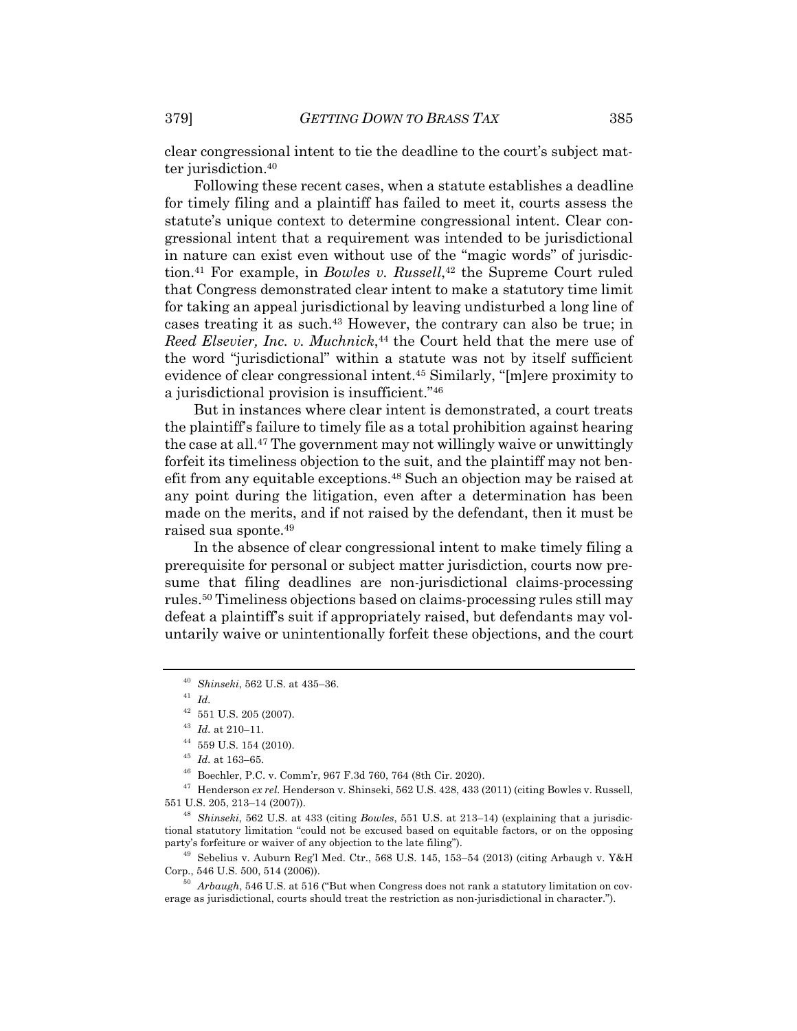clear congressional intent to tie the deadline to the court's subject matter jurisdiction.[40]

Following these recent cases, when a statute establishes a deadline for timely filing and a plaintiff has failed to meet it, courts assess the statute's unique context to determine congressional intent. Clear congressional intent that a requirement was intended to be jurisdictional in nature can exist even without use of the "magic words" of jurisdiction.[41] For example, in *Bowles v. Russell*,[42] the Supreme Court ruled that Congress demonstrated clear intent to make a statutory time limit for taking an appeal jurisdictional by leaving undisturbed a long line of cases treating it as such.[43] However, the contrary can also be true; in *Reed Elsevier, Inc. v. Muchnick*,[44] the Court held that the mere use of the word "jurisdictional" within a statute was not by itself sufficient evidence of clear congressional intent.[45] Similarly, "[m]ere proximity to a jurisdictional provision is insufficient."[46]

But in instances where clear intent is demonstrated, a court treats the plaintiff's failure to timely file as a total prohibition against hearing the case at all.[47] The government may not willingly waive or unwittingly forfeit its timeliness objection to the suit, and the plaintiff may not benefit from any equitable exceptions.[48] Such an objection may be raised at any point during the litigation, even after a determination has been made on the merits, and if not raised by the defendant, then it must be raised sua sponte.[49]

In the absence of clear congressional intent to make timely filing a prerequisite for personal or subject matter jurisdiction, courts now presume that filing deadlines are non-jurisdictional claims-processing rules.[50] Timeliness objections based on claims-processing rules still may defeat a plaintiff's suit if appropriately raised, but defendants may voluntarily waive or unintentionally forfeit these objections, and the court

---

[40] *Shinseki*, 562 U.S. at 435–36.

[41] *Id.*

[42] 551 U.S. 205 (2007).

[43] *Id.* at 210–11.

[44] 559 U.S. 154 (2010).

[45] *Id.* at 163–65.

[46] Boechler, P.C. v. Comm'r, 967 F.3d 760, 764 (8th Cir. 2020).

[47] Henderson *ex rel.* Henderson v. Shinseki, 562 U.S. 428, 433 (2011) (citing Bowles v. Russell, 551 U.S. 205, 213–14 (2007)).

[48] *Shinseki*, 562 U.S. at 433 (citing *Bowles*, 551 U.S. at 213–14) (explaining that a jurisdictional statutory limitation "could not be excused based on equitable factors, or on the opposing party's forfeiture or waiver of any objection to the late filing").

[49] Sebelius v. Auburn Reg'l Med. Ctr., 568 U.S. 145, 153–54 (2013) (citing Arbaugh v. Y&H Corp., 546 U.S. 500, 514 (2006)).

[50] *Arbaugh*, 546 U.S. at 516 ("But when Congress does not rank a statutory limitation on coverage as jurisdictional, courts should treat the restriction as non-jurisdictional in character.").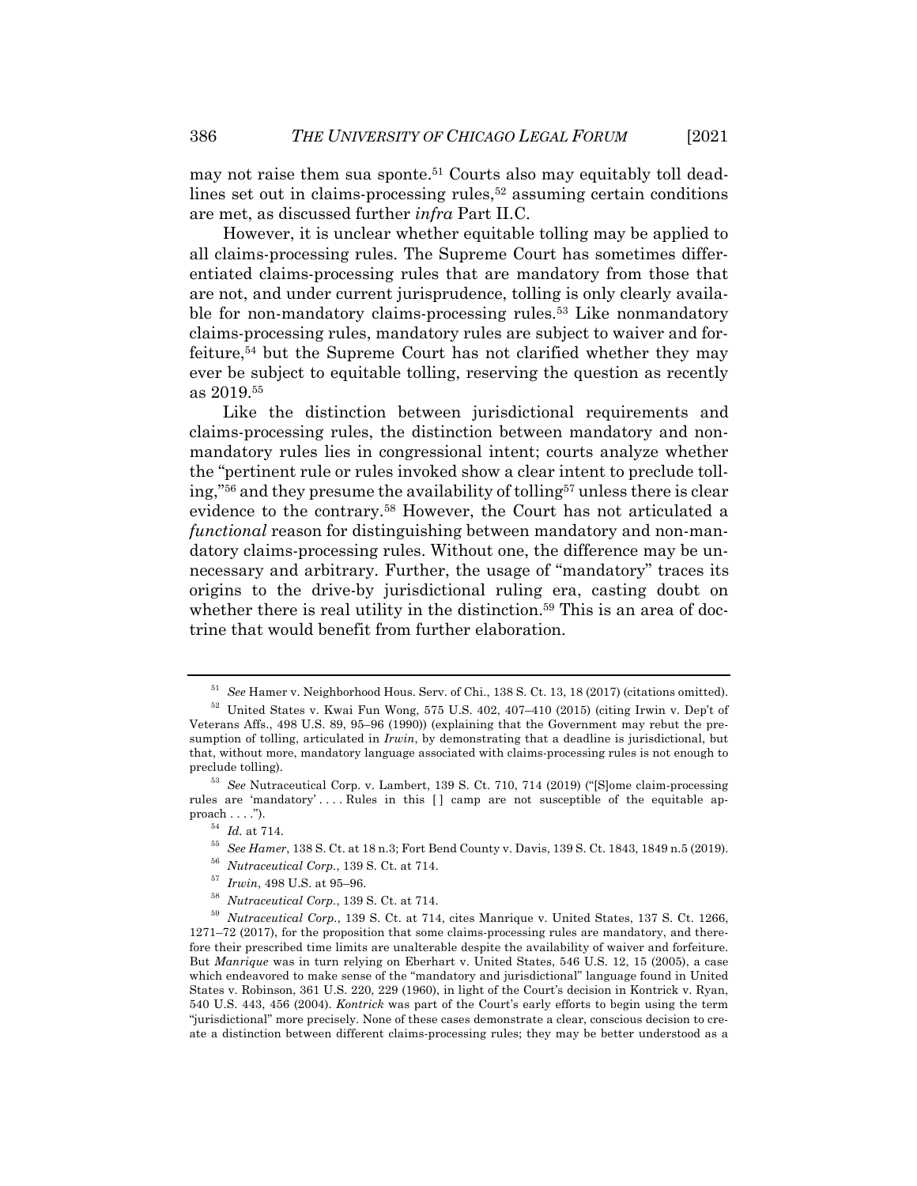may not raise them sua sponte.[51] Courts also may equitably toll deadlines set out in claims-processing rules,[52] assuming certain conditions are met, as discussed further *infra* Part II.C.

However, it is unclear whether equitable tolling may be applied to all claims-processing rules. The Supreme Court has sometimes differentiated claims-processing rules that are mandatory from those that are not, and under current jurisprudence, tolling is only clearly available for non-mandatory claims-processing rules.[53] Like nonmandatory claims-processing rules, mandatory rules are subject to waiver and forfeiture,[54] but the Supreme Court has not clarified whether they may ever be subject to equitable tolling, reserving the question as recently as 2019.[55]

Like the distinction between jurisdictional requirements and claims-processing rules, the distinction between mandatory and nonmandatory rules lies in congressional intent; courts analyze whether the "pertinent rule or rules invoked show a clear intent to preclude tolling,"[56] and they presume the availability of tolling[57] unless there is clear evidence to the contrary.[58] However, the Court has not articulated a *functional* reason for distinguishing between mandatory and non-mandatory claims-processing rules. Without one, the difference may be unnecessary and arbitrary. Further, the usage of "mandatory" traces its origins to the drive-by jurisdictional ruling era, casting doubt on whether there is real utility in the distinction.[59] This is an area of doctrine that would benefit from further elaboration.

---

[51] *See* Hamer v. Neighborhood Hous. Serv. of Chi., 138 S. Ct. 13, 18 (2017) (citations omitted).

[52] United States v. Kwai Fun Wong, 575 U.S. 402, 407–410 (2015) (citing Irwin v. Dep't of Veterans Affs., 498 U.S. 89, 95–96 (1990)) (explaining that the Government may rebut the presumption of tolling, articulated in *Irwin*, by demonstrating that a deadline is jurisdictional, but that, without more, mandatory language associated with claims-processing rules is not enough to preclude tolling).

[53] *See* Nutraceutical Corp. v. Lambert, 139 S. Ct. 710, 714 (2019) ("[S]ome claim-processing rules are 'mandatory' . . . . Rules in this [ ] camp are not susceptible of the equitable approach . . . .").

[54] *Id.* at 714.

[55] *See Hamer*, 138 S. Ct. at 18 n.3; Fort Bend County v. Davis, 139 S. Ct. 1843, 1849 n.5 (2019).

[56] *Nutraceutical Corp.*, 139 S. Ct. at 714.

[57] *Irwin*, 498 U.S. at 95–96.

[58] *Nutraceutical Corp.*, 139 S. Ct. at 714.

[59] *Nutraceutical Corp.*, 139 S. Ct. at 714, cites Manrique v. United States, 137 S. Ct. 1266, 1271–72 (2017), for the proposition that some claims-processing rules are mandatory, and therefore their prescribed time limits are unalterable despite the availability of waiver and forfeiture. But *Manrique* was in turn relying on Eberhart v. United States, 546 U.S. 12, 15 (2005), a case which endeavored to make sense of the "mandatory and jurisdictional" language found in United States v. Robinson, 361 U.S. 220, 229 (1960), in light of the Court's decision in Kontrick v. Ryan, 540 U.S. 443, 456 (2004). *Kontrick* was part of the Court's early efforts to begin using the term "jurisdictional" more precisely. None of these cases demonstrate a clear, conscious decision to create a distinction between different claims-processing rules; they may be better understood as a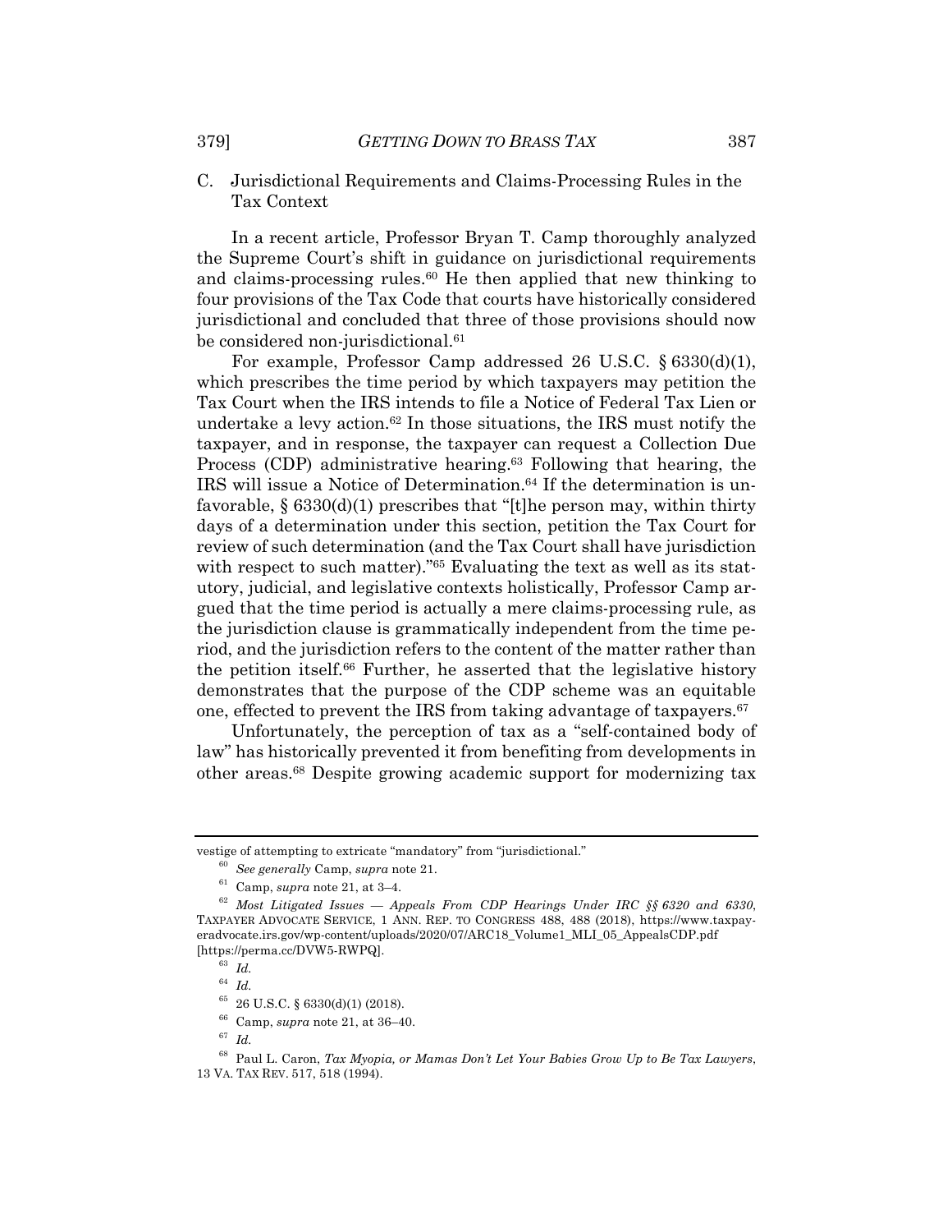C. Jurisdictional Requirements and Claims-Processing Rules in the Tax Context

In a recent article, Professor Bryan T. Camp thoroughly analyzed the Supreme Court's shift in guidance on jurisdictional requirements and claims-processing rules.[60] He then applied that new thinking to four provisions of the Tax Code that courts have historically considered jurisdictional and concluded that three of those provisions should now be considered non-jurisdictional.[61]

For example, Professor Camp addressed 26 U.S.C. § 6330(d)(1), which prescribes the time period by which taxpayers may petition the Tax Court when the IRS intends to file a Notice of Federal Tax Lien or undertake a levy action.[62] In those situations, the IRS must notify the taxpayer, and in response, the taxpayer can request a Collection Due Process (CDP) administrative hearing.[63] Following that hearing, the IRS will issue a Notice of Determination.[64] If the determination is unfavorable, § 6330(d)(1) prescribes that "[t]he person may, within thirty days of a determination under this section, petition the Tax Court for review of such determination (and the Tax Court shall have jurisdiction with respect to such matter)."[65] Evaluating the text as well as its statutory, judicial, and legislative contexts holistically, Professor Camp argued that the time period is actually a mere claims-processing rule, as the jurisdiction clause is grammatically independent from the time period, and the jurisdiction refers to the content of the matter rather than the petition itself.[66] Further, he asserted that the legislative history demonstrates that the purpose of the CDP scheme was an equitable one, effected to prevent the IRS from taking advantage of taxpayers.[67]

Unfortunately, the perception of tax as a "self-contained body of law" has historically prevented it from benefiting from developments in other areas.[68] Despite growing academic support for modernizing tax

---

vestige of attempting to extricate "mandatory" from "jurisdictional."

[60] *See generally* Camp, *supra* note 21.

[61] Camp, *supra* note 21, at 3–4.

[62] *Most Litigated Issues — Appeals From CDP Hearings Under IRC §§ 6320 and 6330*, TAXPAYER ADVOCATE SERVICE, 1 ANN. REP. TO CONGRESS 488, 488 (2018), https://www.taxpayeradvocate.irs.gov/wp-content/uploads/2020/07/ARC18_Volume1_MLI_05_AppealsCDP.pdf [https://perma.cc/DVW5-RWPQ].

[63] *Id.*

[64] *Id.*

[65] 26 U.S.C. § 6330(d)(1) (2018).

[66] Camp, *supra* note 21, at 36–40.

[67] *Id.*

[68] Paul L. Caron, *Tax Myopia, or Mamas Don't Let Your Babies Grow Up to Be Tax Lawyers*, 13 VA. TAX REV. 517, 518 (1994).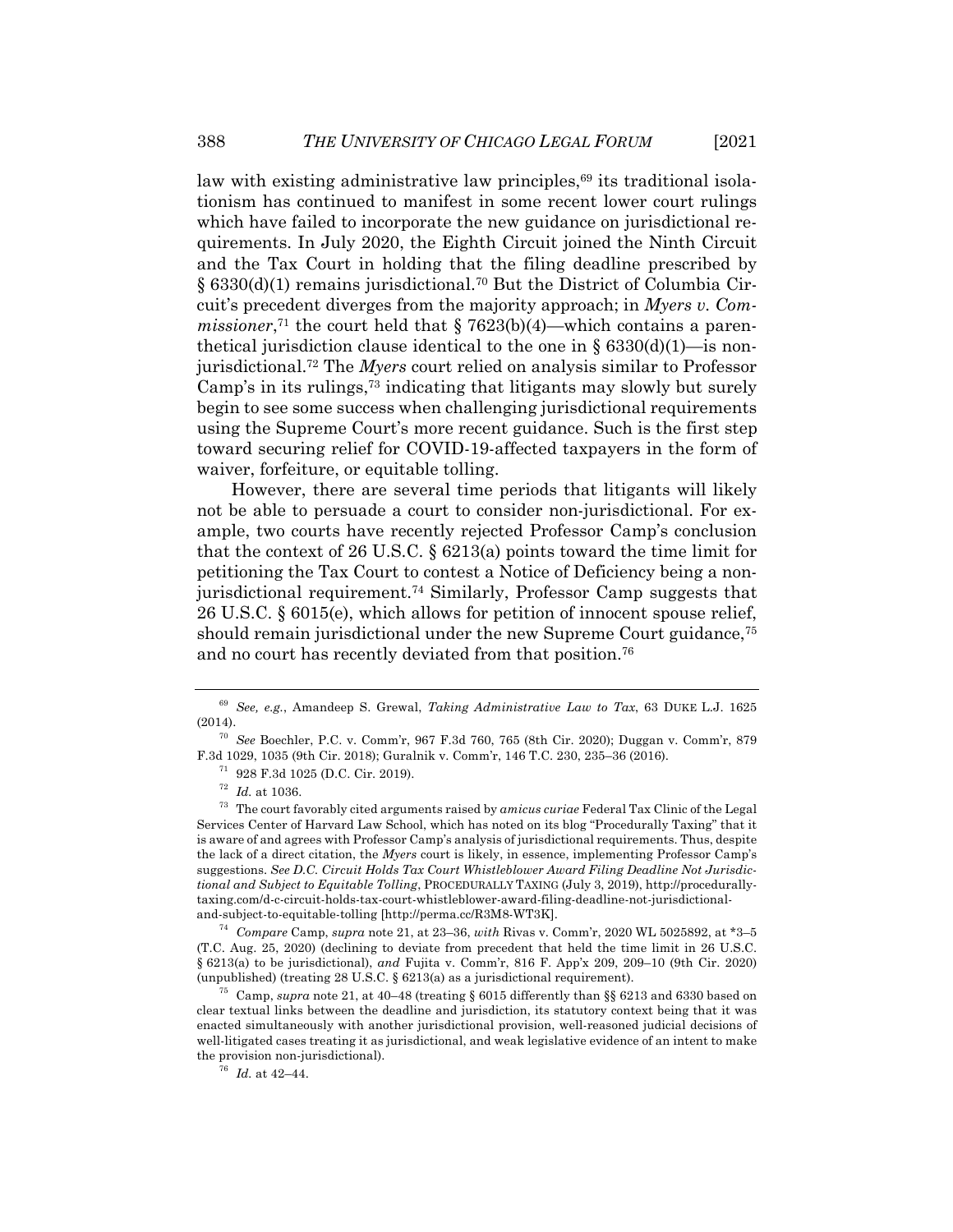law with existing administrative law principles,[69] its traditional isolationism has continued to manifest in some recent lower court rulings which have failed to incorporate the new guidance on jurisdictional requirements. In July 2020, the Eighth Circuit joined the Ninth Circuit and the Tax Court in holding that the filing deadline prescribed by § 6330(d)(1) remains jurisdictional.[70] But the District of Columbia Circuit's precedent diverges from the majority approach; in *Myers v. Commissioner*,[71] the court held that § 7623(b)(4)—which contains a parenthetical jurisdiction clause identical to the one in § 6330(d)(1)—is non-jurisdictional.[72] The *Myers* court relied on analysis similar to Professor Camp's in its rulings,[73] indicating that litigants may slowly but surely begin to see some success when challenging jurisdictional requirements using the Supreme Court's more recent guidance. Such is the first step toward securing relief for COVID-19-affected taxpayers in the form of waiver, forfeiture, or equitable tolling.

However, there are several time periods that litigants will likely not be able to persuade a court to consider non-jurisdictional. For example, two courts have recently rejected Professor Camp's conclusion that the context of 26 U.S.C. § 6213(a) points toward the time limit for petitioning the Tax Court to contest a Notice of Deficiency being a non-jurisdictional requirement.[74] Similarly, Professor Camp suggests that 26 U.S.C. § 6015(e), which allows for petition of innocent spouse relief, should remain jurisdictional under the new Supreme Court guidance,[75] and no court has recently deviated from that position.[76]

---

[69] *See, e.g.*, Amandeep S. Grewal, *Taking Administrative Law to Tax*, 63 DUKE L.J. 1625 (2014).

[70] *See* Boechler, P.C. v. Comm'r, 967 F.3d 760, 765 (8th Cir. 2020); Duggan v. Comm'r, 879 F.3d 1029, 1035 (9th Cir. 2018); Guralnik v. Comm'r, 146 T.C. 230, 235–36 (2016).

[71] 928 F.3d 1025 (D.C. Cir. 2019).

[72] *Id.* at 1036.

[73] The court favorably cited arguments raised by *amicus curiae* Federal Tax Clinic of the Legal Services Center of Harvard Law School, which has noted on its blog "Procedurally Taxing" that it is aware of and agrees with Professor Camp's analysis of jurisdictional requirements. Thus, despite the lack of a direct citation, the *Myers* court is likely, in essence, implementing Professor Camp's suggestions. *See D.C. Circuit Holds Tax Court Whistleblower Award Filing Deadline Not Jurisdictional and Subject to Equitable Tolling*, PROCEDURALLY TAXING (July 3, 2019), http://procedurallytaxing.com/d-c-circuit-holds-tax-court-whistleblower-award-filing-deadline-not-jurisdictional-and-subject-to-equitable-tolling [http://perma.cc/R3M8-WT3K].

[74] *Compare* Camp, *supra* note 21, at 23–36, *with* Rivas v. Comm'r, 2020 WL 5025892, at *3–5 (T.C. Aug. 25, 2020) (declining to deviate from precedent that held the time limit in 26 U.S.C. § 6213(a) to be jurisdictional), *and* Fujita v. Comm'r, 816 F. App'x 209, 209–10 (9th Cir. 2020) (unpublished) (treating 28 U.S.C. § 6213(a) as a jurisdictional requirement).

[75] Camp, *supra* note 21, at 40–48 (treating § 6015 differently than §§ 6213 and 6330 based on clear textual links between the deadline and jurisdiction, its statutory context being that it was enacted simultaneously with another jurisdictional provision, well-reasoned judicial decisions of well-litigated cases treating it as jurisdictional, and weak legislative evidence of an intent to make the provision non-jurisdictional).

[76] *Id.* at 42–44.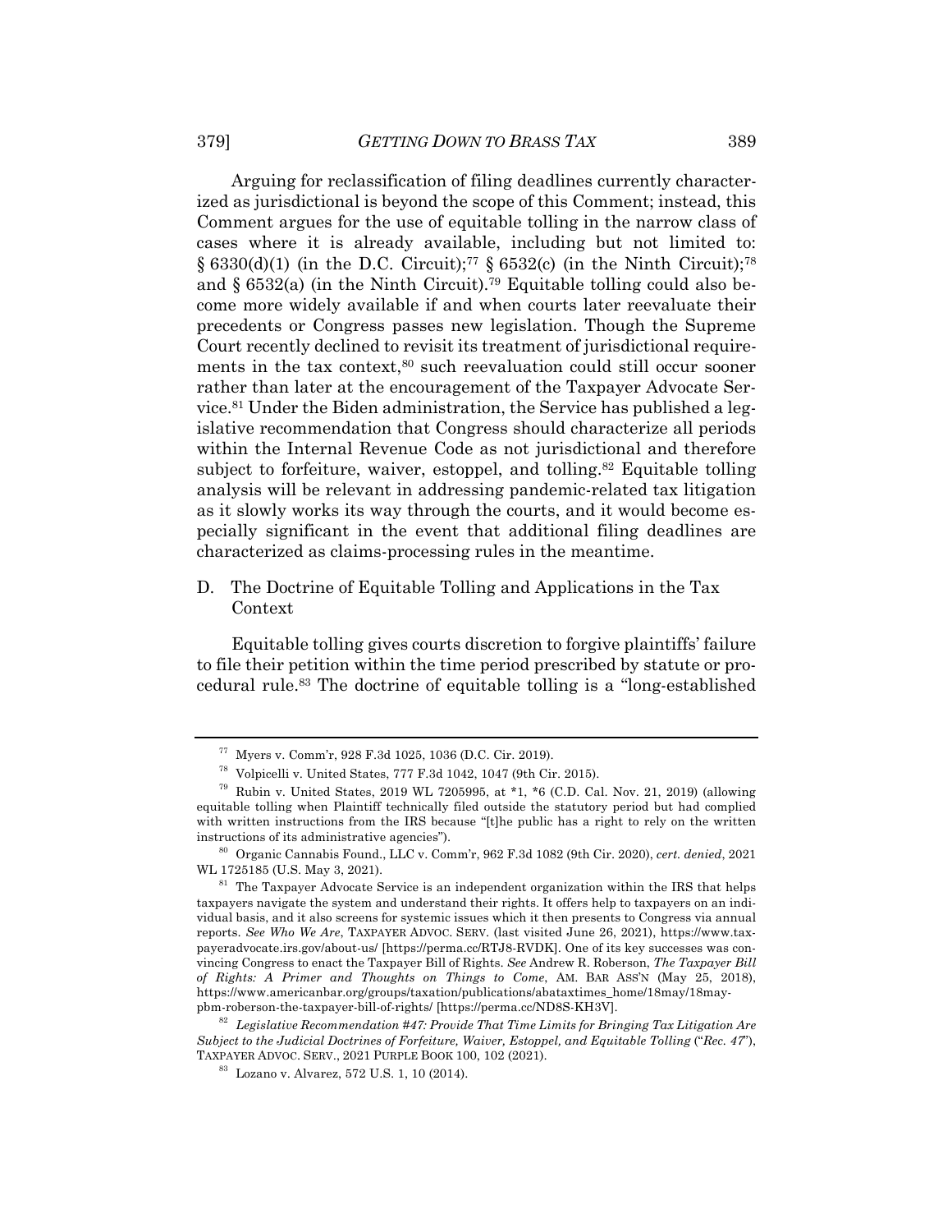Arguing for reclassification of filing deadlines currently characterized as jurisdictional is beyond the scope of this Comment; instead, this Comment argues for the use of equitable tolling in the narrow class of cases where it is already available, including but not limited to: § 6330(d)(1) (in the D.C. Circuit);[77] § 6532(c) (in the Ninth Circuit);[78] and § 6532(a) (in the Ninth Circuit).[79] Equitable tolling could also become more widely available if and when courts later reevaluate their precedents or Congress passes new legislation. Though the Supreme Court recently declined to revisit its treatment of jurisdictional requirements in the tax context,[80] such reevaluation could still occur sooner rather than later at the encouragement of the Taxpayer Advocate Service.[81] Under the Biden administration, the Service has published a legislative recommendation that Congress should characterize all periods within the Internal Revenue Code as not jurisdictional and therefore subject to forfeiture, waiver, estoppel, and tolling.[82] Equitable tolling analysis will be relevant in addressing pandemic-related tax litigation as it slowly works its way through the courts, and it would become especially significant in the event that additional filing deadlines are characterized as claims-processing rules in the meantime.

## D. The Doctrine of Equitable Tolling and Applications in the Tax Context

Equitable tolling gives courts discretion to forgive plaintiffs' failure to file their petition within the time period prescribed by statute or procedural rule.[83] The doctrine of equitable tolling is a "long-established

---

[77] Myers v. Comm'r, 928 F.3d 1025, 1036 (D.C. Cir. 2019).

[78] Volpicelli v. United States, 777 F.3d 1042, 1047 (9th Cir. 2015).

[79] Rubin v. United States, 2019 WL 7205995, at *1, *6 (C.D. Cal. Nov. 21, 2019) (allowing equitable tolling when Plaintiff technically filed outside the statutory period but had complied with written instructions from the IRS because "[t]he public has a right to rely on the written instructions of its administrative agencies").

[80] Organic Cannabis Found., LLC v. Comm'r, 962 F.3d 1082 (9th Cir. 2020), *cert. denied*, 2021 WL 1725185 (U.S. May 3, 2021).

[81] The Taxpayer Advocate Service is an independent organization within the IRS that helps taxpayers navigate the system and understand their rights. It offers help to taxpayers on an individual basis, and it also screens for systemic issues which it then presents to Congress via annual reports. *See Who We Are*, TAXPAYER ADVOC. SERV. (last visited June 26, 2021), https://www.taxpayeradvocate.irs.gov/about-us/ [https://perma.cc/RTJ8-RVDK]. One of its key successes was convincing Congress to enact the Taxpayer Bill of Rights. *See* Andrew R. Roberson, *The Taxpayer Bill of Rights: A Primer and Thoughts on Things to Come*, AM. BAR ASS'N (May 25, 2018), https://www.americanbar.org/groups/taxation/publications/abataxtimes_home/18may/18may-pbm-roberson-the-taxpayer-bill-of-rights/ [https://perma.cc/ND8S-KH3V].

[82] *Legislative Recommendation #47: Provide That Time Limits for Bringing Tax Litigation Are Subject to the Judicial Doctrines of Forfeiture, Waiver, Estoppel, and Equitable Tolling* ("*Rec. 47*"), TAXPAYER ADVOC. SERV., 2021 PURPLE BOOK 100, 102 (2021).

[83] Lozano v. Alvarez, 572 U.S. 1, 10 (2014).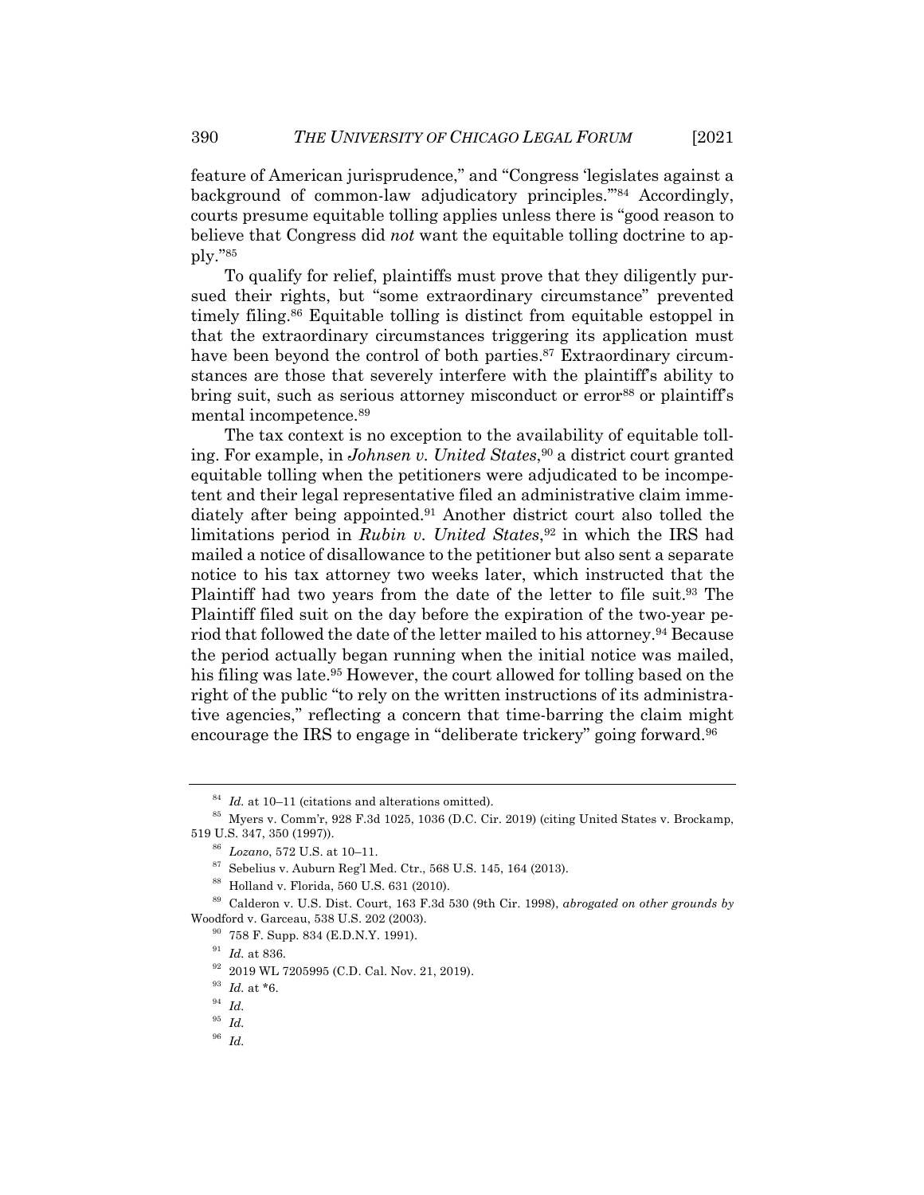feature of American jurisprudence," and "Congress 'legislates against a background of common-law adjudicatory principles.'"[84] Accordingly, courts presume equitable tolling applies unless there is "good reason to believe that Congress did *not* want the equitable tolling doctrine to apply."[85]

To qualify for relief, plaintiffs must prove that they diligently pursued their rights, but "some extraordinary circumstance" prevented timely filing.[86] Equitable tolling is distinct from equitable estoppel in that the extraordinary circumstances triggering its application must have been beyond the control of both parties.[87] Extraordinary circumstances are those that severely interfere with the plaintiff's ability to bring suit, such as serious attorney misconduct or error[88] or plaintiff's mental incompetence.[89]

The tax context is no exception to the availability of equitable tolling. For example, in *Johnsen v. United States*,[90] a district court granted equitable tolling when the petitioners were adjudicated to be incompetent and their legal representative filed an administrative claim immediately after being appointed.[91] Another district court also tolled the limitations period in *Rubin v. United States*,[92] in which the IRS had mailed a notice of disallowance to the petitioner but also sent a separate notice to his tax attorney two weeks later, which instructed that the Plaintiff had two years from the date of the letter to file suit.[93] The Plaintiff filed suit on the day before the expiration of the two-year period that followed the date of the letter mailed to his attorney.[94] Because the period actually began running when the initial notice was mailed, his filing was late.[95] However, the court allowed for tolling based on the right of the public "to rely on the written instructions of its administrative agencies," reflecting a concern that time-barring the claim might encourage the IRS to engage in "deliberate trickery" going forward.[96]

---

[84] *Id.* at 10–11 (citations and alterations omitted).

[85] Myers v. Comm'r, 928 F.3d 1025, 1036 (D.C. Cir. 2019) (citing United States v. Brockamp, 519 U.S. 347, 350 (1997)).

[86] *Lozano*, 572 U.S. at 10–11.

[87] Sebelius v. Auburn Reg'l Med. Ctr., 568 U.S. 145, 164 (2013).

[88] Holland v. Florida, 560 U.S. 631 (2010).

[89] Calderon v. U.S. Dist. Court, 163 F.3d 530 (9th Cir. 1998), *abrogated on other grounds by* Woodford v. Garceau, 538 U.S. 202 (2003).

[90] 758 F. Supp. 834 (E.D.N.Y. 1991).

[91] *Id.* at 836.

[92] 2019 WL 7205995 (C.D. Cal. Nov. 21, 2019).

[93] *Id.* at *6.

[94] *Id.*

[95] *Id.*

[96] *Id.*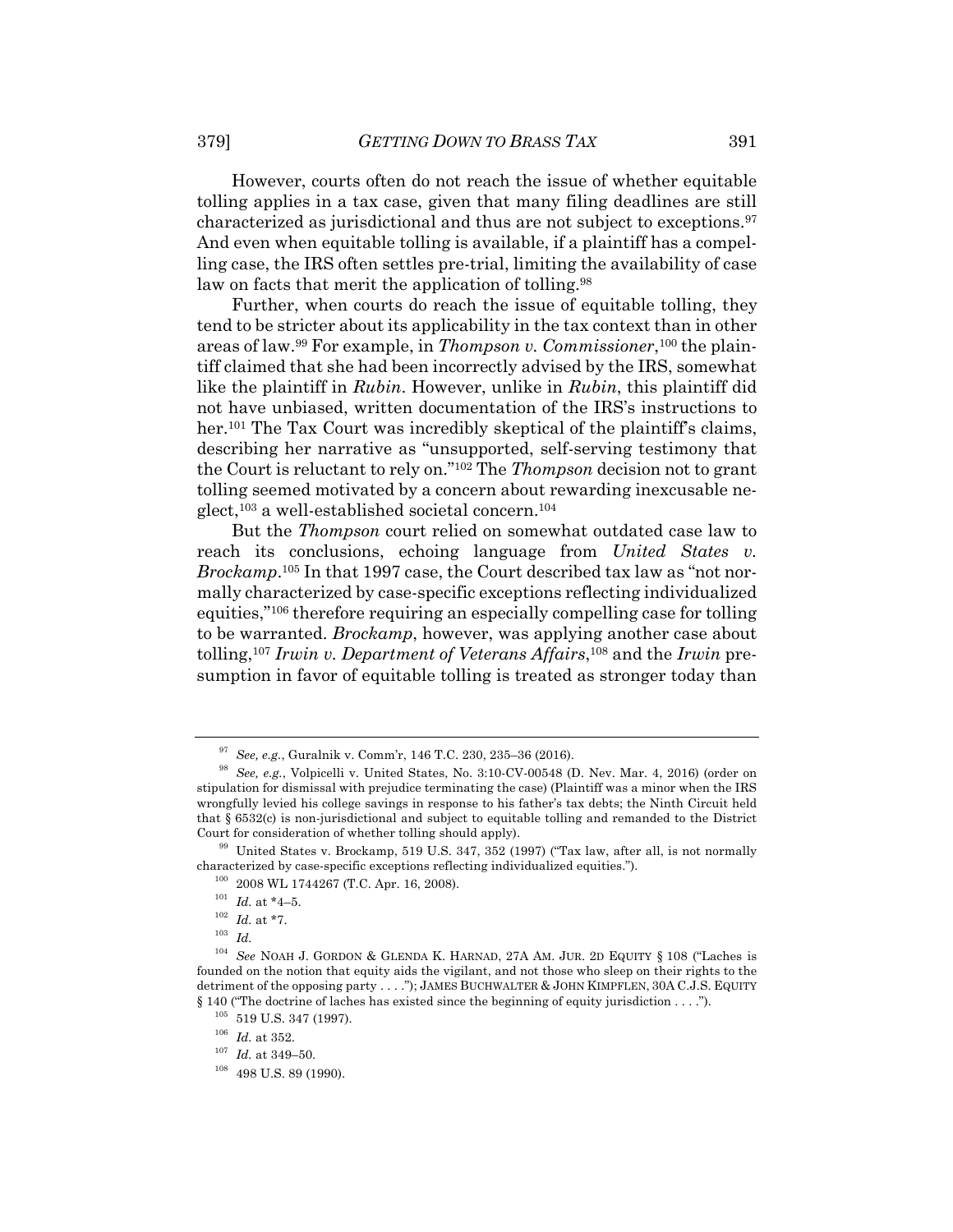However, courts often do not reach the issue of whether equitable tolling applies in a tax case, given that many filing deadlines are still characterized as jurisdictional and thus are not subject to exceptions.[97] And even when equitable tolling is available, if a plaintiff has a compelling case, the IRS often settles pre-trial, limiting the availability of case law on facts that merit the application of tolling.[98]

Further, when courts do reach the issue of equitable tolling, they tend to be stricter about its applicability in the tax context than in other areas of law.[99] For example, in *Thompson v. Commissioner*,[100] the plaintiff claimed that she had been incorrectly advised by the IRS, somewhat like the plaintiff in *Rubin*. However, unlike in *Rubin*, this plaintiff did not have unbiased, written documentation of the IRS's instructions to her.[101] The Tax Court was incredibly skeptical of the plaintiff's claims, describing her narrative as "unsupported, self-serving testimony that the Court is reluctant to rely on."[102] The *Thompson* decision not to grant tolling seemed motivated by a concern about rewarding inexcusable neglect,[103] a well-established societal concern.[104]

But the *Thompson* court relied on somewhat outdated case law to reach its conclusions, echoing language from *United States v. Brockamp*.[105] In that 1997 case, the Court described tax law as "not normally characterized by case-specific exceptions reflecting individualized equities,"[106] therefore requiring an especially compelling case for tolling to be warranted. *Brockamp*, however, was applying another case about tolling,[107] *Irwin v. Department of Veterans Affairs*,[108] and the *Irwin* presumption in favor of equitable tolling is treated as stronger today than

---

[97] *See, e.g.*, Guralnik v. Comm'r, 146 T.C. 230, 235–36 (2016).

[98] *See, e.g.*, Volpicelli v. United States, No. 3:10-CV-00548 (D. Nev. Mar. 4, 2016) (order on stipulation for dismissal with prejudice terminating the case) (Plaintiff was a minor when the IRS wrongfully levied his college savings in response to his father's tax debts; the Ninth Circuit held that § 6532(c) is non-jurisdictional and subject to equitable tolling and remanded to the District Court for consideration of whether tolling should apply).

[99] United States v. Brockamp, 519 U.S. 347, 352 (1997) ("Tax law, after all, is not normally characterized by case-specific exceptions reflecting individualized equities.").

[100] 2008 WL 1744267 (T.C. Apr. 16, 2008).

[101] *Id.* at *4–5.

[102] *Id.* at *7.

[103] *Id.*

[104] *See* NOAH J. GORDON & GLENDA K. HARNAD, 27A AM. JUR. 2D EQUITY § 108 ("Laches is founded on the notion that equity aids the vigilant, and not those who sleep on their rights to the detriment of the opposing party . . . ."); JAMES BUCHWALTER & JOHN KIMPFLEN, 30A C.J.S. EQUITY § 140 ("The doctrine of laches has existed since the beginning of equity jurisdiction . . . .").

[105] 519 U.S. 347 (1997).

[106] *Id.* at 352.

[107] *Id.* at 349–50.

[108] 498 U.S. 89 (1990).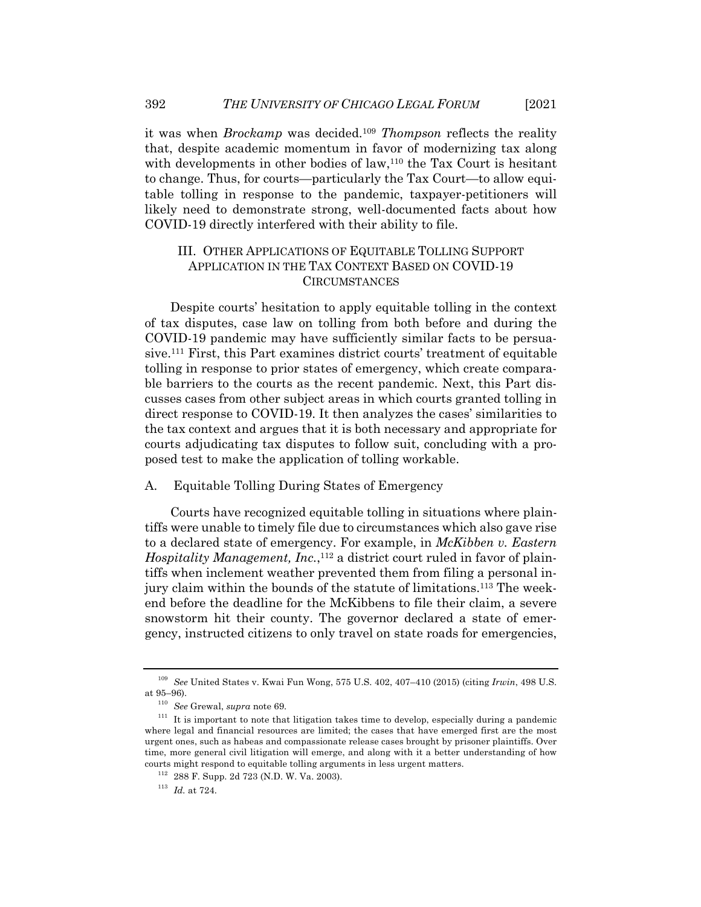it was when *Brockamp* was decided.[109] *Thompson* reflects the reality that, despite academic momentum in favor of modernizing tax along with developments in other bodies of law,[110] the Tax Court is hesitant to change. Thus, for courts—particularly the Tax Court—to allow equitable tolling in response to the pandemic, taxpayer-petitioners will likely need to demonstrate strong, well-documented facts about how COVID-19 directly interfered with their ability to file.

## III. OTHER APPLICATIONS OF EQUITABLE TOLLING SUPPORT APPLICATION IN THE TAX CONTEXT BASED ON COVID-19 CIRCUMSTANCES

Despite courts' hesitation to apply equitable tolling in the context of tax disputes, case law on tolling from both before and during the COVID-19 pandemic may have sufficiently similar facts to be persuasive.[111] First, this Part examines district courts' treatment of equitable tolling in response to prior states of emergency, which create comparable barriers to the courts as the recent pandemic. Next, this Part discusses cases from other subject areas in which courts granted tolling in direct response to COVID-19. It then analyzes the cases' similarities to the tax context and argues that it is both necessary and appropriate for courts adjudicating tax disputes to follow suit, concluding with a proposed test to make the application of tolling workable.

### A. Equitable Tolling During States of Emergency

Courts have recognized equitable tolling in situations where plaintiffs were unable to timely file due to circumstances which also gave rise to a declared state of emergency. For example, in *McKibben v. Eastern Hospitality Management, Inc.*,[112] a district court ruled in favor of plaintiffs when inclement weather prevented them from filing a personal injury claim within the bounds of the statute of limitations.[113] The weekend before the deadline for the McKibbens to file their claim, a severe snowstorm hit their county. The governor declared a state of emergency, instructed citizens to only travel on state roads for emergencies,

---

[109] *See* United States v. Kwai Fun Wong, 575 U.S. 402, 407–410 (2015) (citing *Irwin*, 498 U.S. at 95–96).

[110] *See* Grewal, *supra* note 69.

[111] It is important to note that litigation takes time to develop, especially during a pandemic where legal and financial resources are limited; the cases that have emerged first are the most urgent ones, such as habeas and compassionate release cases brought by prisoner plaintiffs. Over time, more general civil litigation will emerge, and along with it a better understanding of how courts might respond to equitable tolling arguments in less urgent matters.

[112] 288 F. Supp. 2d 723 (N.D. W. Va. 2003).

[113] *Id.* at 724.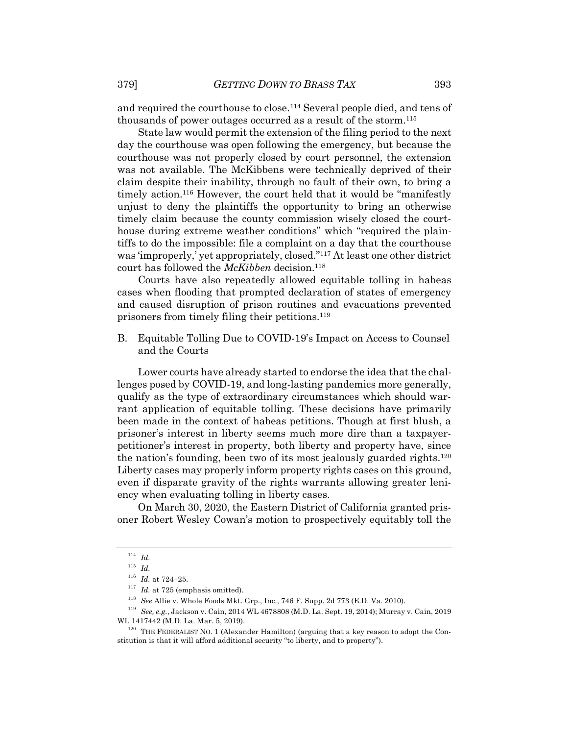and required the courthouse to close.[114] Several people died, and tens of thousands of power outages occurred as a result of the storm.[115]

State law would permit the extension of the filing period to the next day the courthouse was open following the emergency, but because the courthouse was not properly closed by court personnel, the extension was not available. The McKibbens were technically deprived of their claim despite their inability, through no fault of their own, to bring a timely action.[116] However, the court held that it would be "manifestly unjust to deny the plaintiffs the opportunity to bring an otherwise timely claim because the county commission wisely closed the courthouse during extreme weather conditions" which "required the plaintiffs to do the impossible: file a complaint on a day that the courthouse was 'improperly,' yet appropriately, closed."[117] At least one other district court has followed the *McKibben* decision.[118]

Courts have also repeatedly allowed equitable tolling in habeas cases when flooding that prompted declaration of states of emergency and caused disruption of prison routines and evacuations prevented prisoners from timely filing their petitions.[119]

## B. Equitable Tolling Due to COVID-19's Impact on Access to Counsel and the Courts

Lower courts have already started to endorse the idea that the challenges posed by COVID-19, and long-lasting pandemics more generally, qualify as the type of extraordinary circumstances which should warrant application of equitable tolling. These decisions have primarily been made in the context of habeas petitions. Though at first blush, a prisoner's interest in liberty seems much more dire than a taxpayer-petitioner's interest in property, both liberty and property have, since the nation's founding, been two of its most jealously guarded rights.[120] Liberty cases may properly inform property rights cases on this ground, even if disparate gravity of the rights warrants allowing greater leniency when evaluating tolling in liberty cases.

On March 30, 2020, the Eastern District of California granted prisoner Robert Wesley Cowan's motion to prospectively equitably toll the

---

[114] *Id.*

[115] *Id.*

[116] *Id.* at 724–25.

[117] *Id.* at 725 (emphasis omitted).

[118] *See* Allie v. Whole Foods Mkt. Grp., Inc., 746 F. Supp. 2d 773 (E.D. Va. 2010).

[119] *See, e.g.*, Jackson v. Cain, 2014 WL 4678808 (M.D. La. Sept. 19, 2014); Murray v. Cain, 2019 WL 1417442 (M.D. La. Mar. 5, 2019).

[120] THE FEDERALIST NO. 1 (Alexander Hamilton) (arguing that a key reason to adopt the Constitution is that it will afford additional security "to liberty, and to property").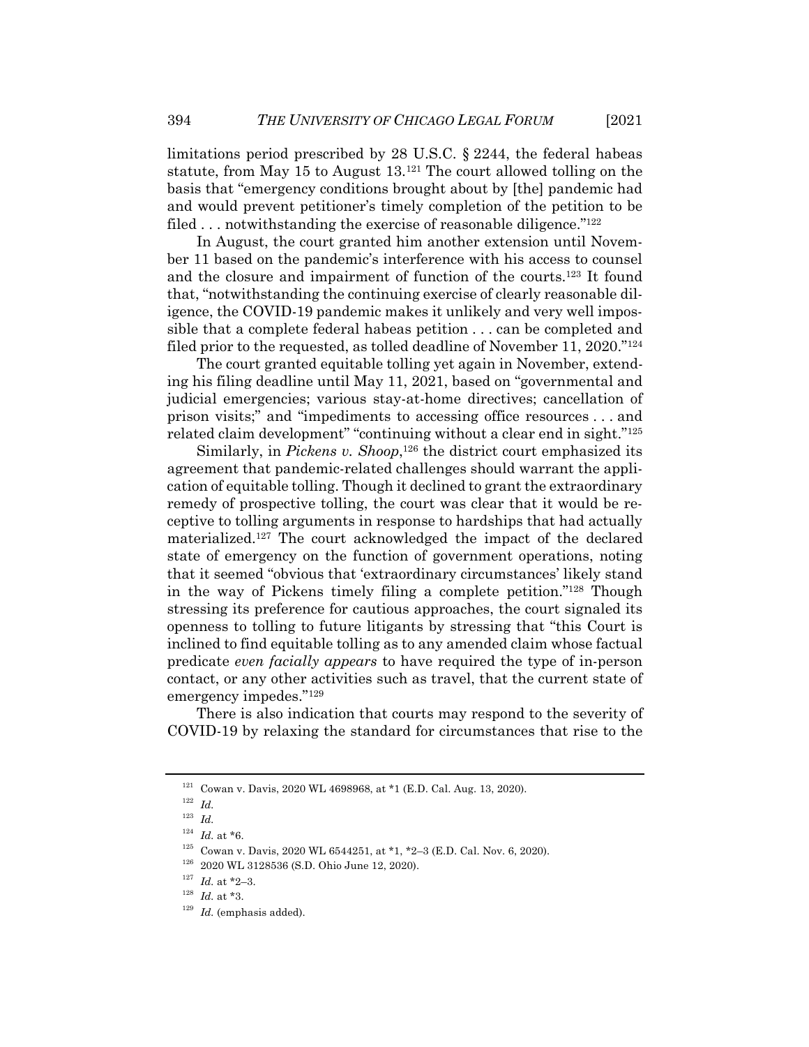limitations period prescribed by 28 U.S.C. § 2244, the federal habeas statute, from May 15 to August 13.[121] The court allowed tolling on the basis that "emergency conditions brought about by [the] pandemic had and would prevent petitioner's timely completion of the petition to be filed . . . notwithstanding the exercise of reasonable diligence."[122]

In August, the court granted him another extension until November 11 based on the pandemic's interference with his access to counsel and the closure and impairment of function of the courts.[123] It found that, "notwithstanding the continuing exercise of clearly reasonable diligence, the COVID-19 pandemic makes it unlikely and very well impossible that a complete federal habeas petition . . . can be completed and filed prior to the requested, as tolled deadline of November 11, 2020."[124]

The court granted equitable tolling yet again in November, extending his filing deadline until May 11, 2021, based on "governmental and judicial emergencies; various stay-at-home directives; cancellation of prison visits;" and "impediments to accessing office resources . . . and related claim development" "continuing without a clear end in sight."[125]

Similarly, in *Pickens v. Shoop*,[126] the district court emphasized its agreement that pandemic-related challenges should warrant the application of equitable tolling. Though it declined to grant the extraordinary remedy of prospective tolling, the court was clear that it would be receptive to tolling arguments in response to hardships that had actually materialized.[127] The court acknowledged the impact of the declared state of emergency on the function of government operations, noting that it seemed "obvious that 'extraordinary circumstances' likely stand in the way of Pickens timely filing a complete petition."[128] Though stressing its preference for cautious approaches, the court signaled its openness to tolling to future litigants by stressing that "this Court is inclined to find equitable tolling as to any amended claim whose factual predicate *even facially appears* to have required the type of in-person contact, or any other activities such as travel, that the current state of emergency impedes."[129]

There is also indication that courts may respond to the severity of COVID-19 by relaxing the standard for circumstances that rise to the

---

[121] Cowan v. Davis, 2020 WL 4698968, at *1 (E.D. Cal. Aug. 13, 2020).

[122] *Id.*

[123] *Id.*

[124] *Id.* at *6.

[125] Cowan v. Davis, 2020 WL 6544251, at *1, *2–3 (E.D. Cal. Nov. 6, 2020).

[126] 2020 WL 3128536 (S.D. Ohio June 12, 2020).

[127] *Id.* at *2–3.

[128] *Id.* at *3.

[129] *Id.* (emphasis added).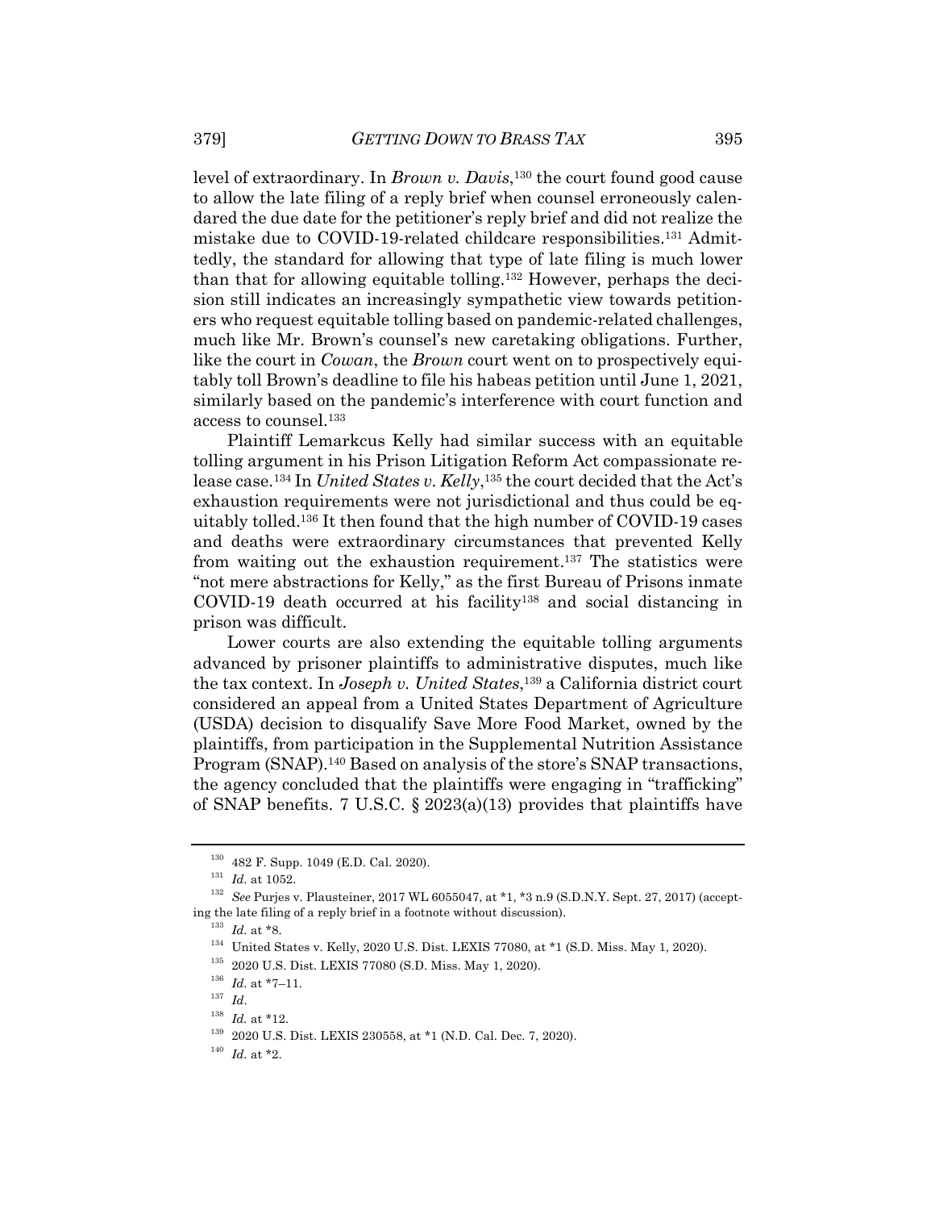level of extraordinary. In *Brown v. Davis*,[130] the court found good cause to allow the late filing of a reply brief when counsel erroneously calendared the due date for the petitioner's reply brief and did not realize the mistake due to COVID-19-related childcare responsibilities.[131] Admittedly, the standard for allowing that type of late filing is much lower than that for allowing equitable tolling.[132] However, perhaps the decision still indicates an increasingly sympathetic view towards petitioners who request equitable tolling based on pandemic-related challenges, much like Mr. Brown's counsel's new caretaking obligations. Further, like the court in *Cowan*, the *Brown* court went on to prospectively equitably toll Brown's deadline to file his habeas petition until June 1, 2021, similarly based on the pandemic's interference with court function and access to counsel.[133]

Plaintiff Lemarckus Kelly had similar success with an equitable tolling argument in his Prison Litigation Reform Act compassionate release case.[134] In *United States v. Kelly*,[135] the court decided that the Act's exhaustion requirements were not jurisdictional and thus could be equitably tolled.[136] It then found that the high number of COVID-19 cases and deaths were extraordinary circumstances that prevented Kelly from waiting out the exhaustion requirement.[137] The statistics were "not mere abstractions for Kelly," as the first Bureau of Prisons inmate COVID-19 death occurred at his facility[138] and social distancing in prison was difficult.

Lower courts are also extending the equitable tolling arguments advanced by prisoner plaintiffs to administrative disputes, much like the tax context. In *Joseph v. United States*,[139] a California district court considered an appeal from a United States Department of Agriculture (USDA) decision to disqualify Save More Food Market, owned by the plaintiffs, from participation in the Supplemental Nutrition Assistance Program (SNAP).[140] Based on analysis of the store's SNAP transactions, the agency concluded that the plaintiffs were engaging in "trafficking" of SNAP benefits. 7 U.S.C. § 2023(a)(13) provides that plaintiffs have

---

[130] 482 F. Supp. 1049 (E.D. Cal. 2020).

[131] *Id.* at 1052.

[132] *See* Purjes v. Plausteiner, 2017 WL 6055047, at *1, *3 n.9 (S.D.N.Y. Sept. 27, 2017) (accepting the late filing of a reply brief in a footnote without discussion).

[133] *Id.* at *8.

[134] United States v. Kelly, 2020 U.S. Dist. LEXIS 77080, at *1 (S.D. Miss. May 1, 2020).

[135] 2020 U.S. Dist. LEXIS 77080 (S.D. Miss. May 1, 2020).

[136] *Id.* at *7–11.

[137] *Id*.

[138] *Id.* at *12.

[139] 2020 U.S. Dist. LEXIS 230558, at *1 (N.D. Cal. Dec. 7, 2020).

[140] *Id.* at *2.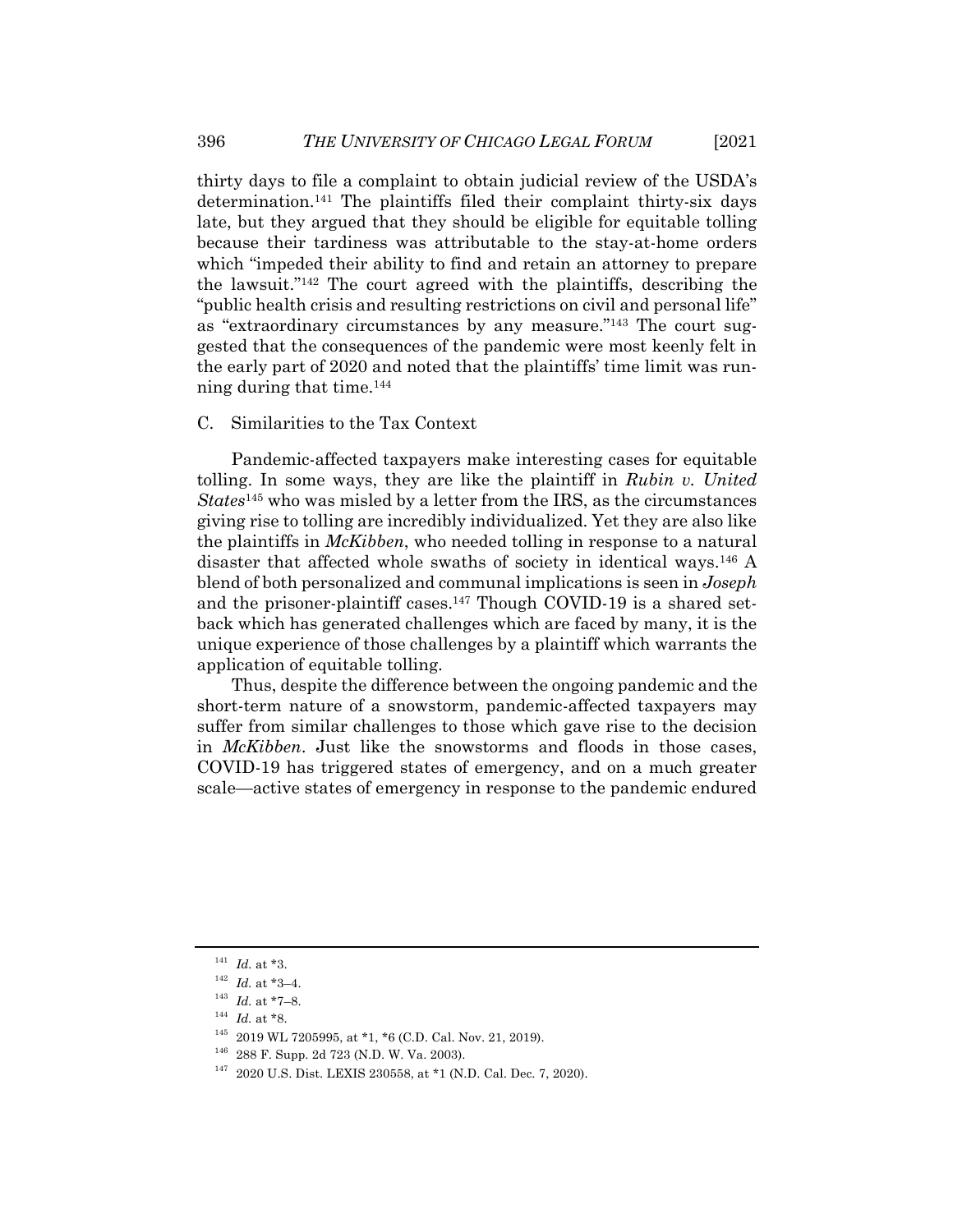thirty days to file a complaint to obtain judicial review of the USDA's determination.[141] The plaintiffs filed their complaint thirty-six days late, but they argued that they should be eligible for equitable tolling because their tardiness was attributable to the stay-at-home orders which "impeded their ability to find and retain an attorney to prepare the lawsuit."[142] The court agreed with the plaintiffs, describing the "public health crisis and resulting restrictions on civil and personal life" as "extraordinary circumstances by any measure."[143] The court suggested that the consequences of the pandemic were most keenly felt in the early part of 2020 and noted that the plaintiffs' time limit was running during that time.[144]

### C. Similarities to the Tax Context

Pandemic-affected taxpayers make interesting cases for equitable tolling. In some ways, they are like the plaintiff in *Rubin v. United States*[145] who was misled by a letter from the IRS, as the circumstances giving rise to tolling are incredibly individualized. Yet they are also like the plaintiffs in *McKibben*, who needed tolling in response to a natural disaster that affected whole swaths of society in identical ways.[146] A blend of both personalized and communal implications is seen in *Joseph* and the prisoner-plaintiff cases.[147] Though COVID-19 is a shared setback which has generated challenges which are faced by many, it is the unique experience of those challenges by a plaintiff which warrants the application of equitable tolling.

Thus, despite the difference between the ongoing pandemic and the short-term nature of a snowstorm, pandemic-affected taxpayers may suffer from similar challenges to those which gave rise to the decision in *McKibben*. Just like the snowstorms and floods in those cases, COVID-19 has triggered states of emergency, and on a much greater scale—active states of emergency in response to the pandemic endured

---

[141] *Id.* at *3.

[142] *Id.* at *3–4.

[143] *Id.* at *7–8.

[144] *Id.* at *8.

[145] 2019 WL 7205995, at *1, *6 (C.D. Cal. Nov. 21, 2019).

[146] 288 F. Supp. 2d 723 (N.D. W. Va. 2003).

[147] 2020 U.S. Dist. LEXIS 230558, at *1 (N.D. Cal. Dec. 7, 2020).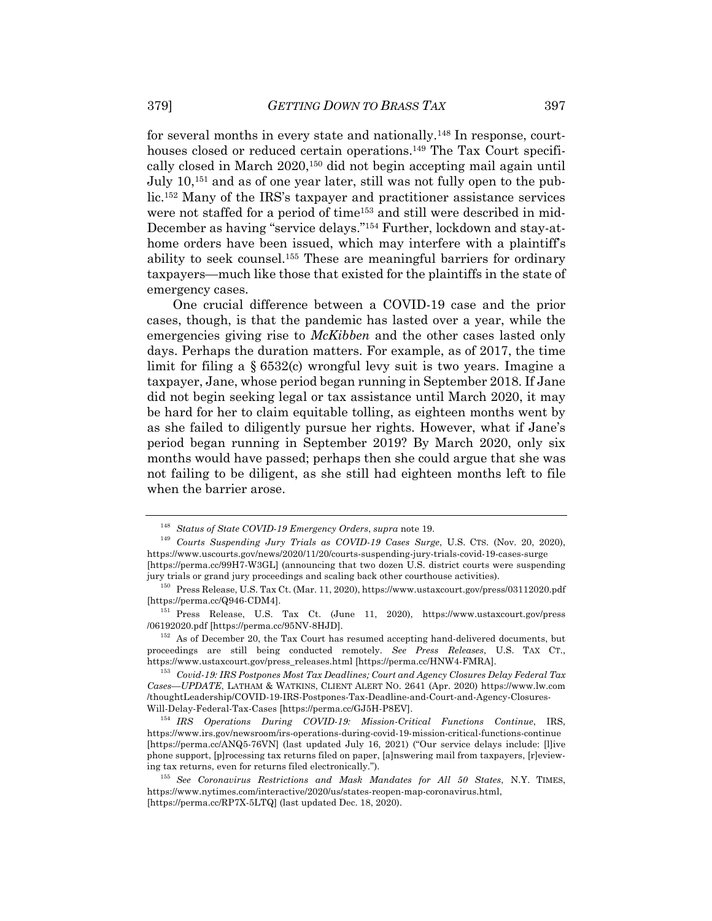for several months in every state and nationally.[148] In response, courthouses closed or reduced certain operations.[149] The Tax Court specifically closed in March 2020,[150] did not begin accepting mail again until July 10,[151] and as of one year later, still was not fully open to the public.[152] Many of the IRS's taxpayer and practitioner assistance services were not staffed for a period of time[153] and still were described in mid-December as having "service delays."[154] Further, lockdown and stay-at-home orders have been issued, which may interfere with a plaintiff's ability to seek counsel.[155] These are meaningful barriers for ordinary taxpayers—much like those that existed for the plaintiffs in the state of emergency cases.

One crucial difference between a COVID-19 case and the prior cases, though, is that the pandemic has lasted over a year, while the emergencies giving rise to *McKibben* and the other cases lasted only days. Perhaps the duration matters. For example, as of 2017, the time limit for filing a § 6532(c) wrongful levy suit is two years. Imagine a taxpayer, Jane, whose period began running in September 2018. If Jane did not begin seeking legal or tax assistance until March 2020, it may be hard for her to claim equitable tolling, as eighteen months went by as she failed to diligently pursue her rights. However, what if Jane's period began running in September 2019? By March 2020, only six months would have passed; perhaps then she could argue that she was not failing to be diligent, as she still had eighteen months left to file when the barrier arose.

---

[148] *Status of State COVID-19 Emergency Orders*, *supra* note 19.

[149] *Courts Suspending Jury Trials as COVID-19 Cases Surge*, U.S. CTS. (Nov. 20, 2020), https://www.uscourts.gov/news/2020/11/20/courts-suspending-jury-trials-covid-19-cases-surge [https://perma.cc/99H7-W3GL] (announcing that two dozen U.S. district courts were suspending jury trials or grand jury proceedings and scaling back other courthouse activities).

[150] Press Release, U.S. Tax Ct. (Mar. 11, 2020), https://www.ustaxcourt.gov/press/03112020.pdf [https://perma.cc/Q946-CDM4].

[151] Press Release, U.S. Tax Ct. (June 11, 2020), https://www.ustaxcourt.gov/press/06192020.pdf [https://perma.cc/95NV-8HJD].

[152] As of December 20, the Tax Court has resumed accepting hand-delivered documents, but proceedings are still being conducted remotely. *See Press Releases*, U.S. TAX CT., https://www.ustaxcourt.gov/press_releases.html [https://perma.cc/HNW4-FMRA].

[153] *Covid-19: IRS Postpones Most Tax Deadlines; Court and Agency Closures Delay Federal Tax Cases—UPDATE*, LATHAM & WATKINS, CLIENT ALERT NO. 2641 (Apr. 2020) https://www.lw.com/thoughtLeadership/COVID-19-IRS-Postpones-Tax-Deadline-and-Court-and-Agency-Closures-Will-Delay-Federal-Tax-Cases [https://perma.cc/GJ5H-P8EV].

[154] *IRS Operations During COVID-19: Mission-Critical Functions Continue*, IRS, https://www.irs.gov/newsroom/irs-operations-during-covid-19-mission-critical-functions-continue [https://perma.cc/ANQ5-76VN] (last updated July 16, 2021) ("Our service delays include: [l]ive phone support, [p]rocessing tax returns filed on paper, [a]nswering mail from taxpayers, [r]eviewing tax returns, even for returns filed electronically.").

[155] *See Coronavirus Restrictions and Mask Mandates for All 50 States*, N.Y. TIMES, https://www.nytimes.com/interactive/2020/us/states-reopen-map-coronavirus.html, [https://perma.cc/RP7X-5LTQ] (last updated Dec. 18, 2020).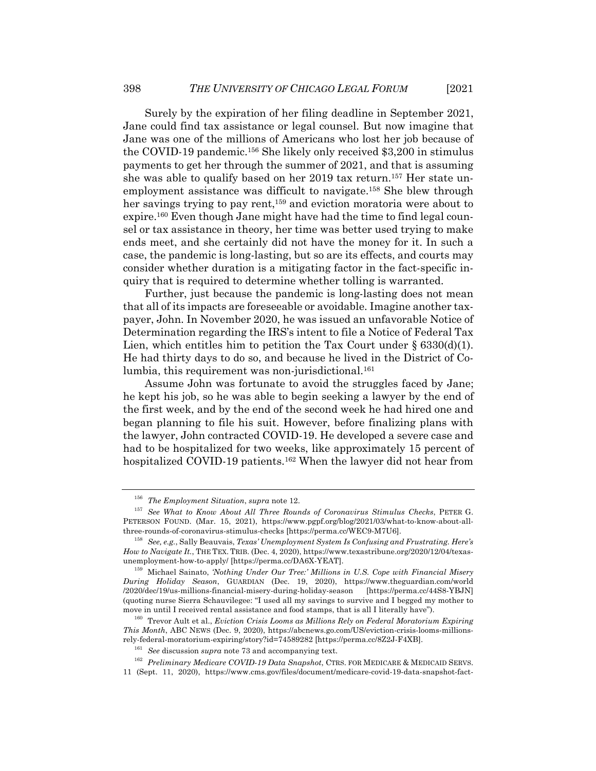Surely by the expiration of her filing deadline in September 2021, Jane could find tax assistance or legal counsel. But now imagine that Jane was one of the millions of Americans who lost her job because of the COVID-19 pandemic.[156] She likely only received $3,200 in stimulus payments to get her through the summer of 2021, and that is assuming she was able to qualify based on her 2019 tax return.[157] Her state unemployment assistance was difficult to navigate.[158] She blew through her savings trying to pay rent,[159] and eviction moratoria were about to expire.[160] Even though Jane might have had the time to find legal counsel or tax assistance in theory, her time was better used trying to make ends meet, and she certainly did not have the money for it. In such a case, the pandemic is long-lasting, but so are its effects, and courts may consider whether duration is a mitigating factor in the fact-specific inquiry that is required to determine whether tolling is warranted.

Further, just because the pandemic is long-lasting does not mean that all of its impacts are foreseeable or avoidable. Imagine another taxpayer, John. In November 2020, he was issued an unfavorable Notice of Determination regarding the IRS's intent to file a Notice of Federal Tax Lien, which entitles him to petition the Tax Court under § 6330(d)(1). He had thirty days to do so, and because he lived in the District of Columbia, this requirement was non-jurisdictional.[161]

Assume John was fortunate to avoid the struggles faced by Jane; he kept his job, so he was able to begin seeking a lawyer by the end of the first week, and by the end of the second week he had hired one and began planning to file his suit. However, before finalizing plans with the lawyer, John contracted COVID-19. He developed a severe case and had to be hospitalized for two weeks, like approximately 15 percent of hospitalized COVID-19 patients.[162] When the lawyer did not hear from

---

[156] *The Employment Situation*, *supra* note 12.

[157] *See What to Know About All Three Rounds of Coronavirus Stimulus Checks*, PETER G. PETERSON FOUND. (Mar. 15, 2021), https://www.pgpf.org/blog/2021/03/what-to-know-about-all-three-rounds-of-coronavirus-stimulus-checks [https://perma.cc/WEC9-M7U6].

[158] *See, e.g.*, Sally Beauvais, *Texas' Unemployment System Is Confusing and Frustrating. Here's How to Navigate It.*, THE TEX. TRIB. (Dec. 4, 2020), https://www.texastribune.org/2020/12/04/texas-unemployment-how-to-apply/ [https://perma.cc/DA6X-YEAT].

[159] Michael Sainato, *'Nothing Under Our Tree:' Millions in U.S. Cope with Financial Misery During Holiday Season*, GUARDIAN (Dec. 19, 2020), https://www.theguardian.com/world/2020/dec/19/us-millions-financial-misery-during-holiday-season [https://perma.cc/44S8-YBJN] (quoting nurse Sierra Schauvilegee: "I used all my savings to survive and I begged my mother to move in until I received rental assistance and food stamps, that is all I literally have").

[160] Trevor Ault et al., *Eviction Crisis Looms as Millions Rely on Federal Moratorium Expiring This Month*, ABC NEWS (Dec. 9, 2020), https://abcnews.go.com/US/eviction-crisis-looms-millions-rely-federal-moratorium-expiring/story?id=74589282 [https://perma.cc/8Z2J-F4XB].

[161] *See* discussion *supra* note 73 and accompanying text.

[162] *Preliminary Medicare COVID-19 Data Snapshot*, CTRS. FOR MEDICARE & MEDICAID SERVS. 11 (Sept. 11, 2020), https://www.cms.gov/files/document/medicare-covid-19-data-snapshot-fact-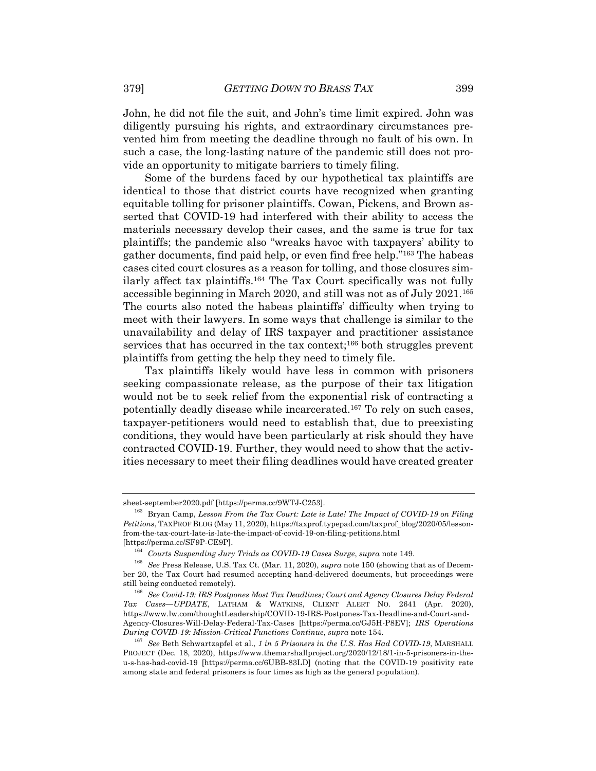John, he did not file the suit, and John's time limit expired. John was diligently pursuing his rights, and extraordinary circumstances prevented him from meeting the deadline through no fault of his own. In such a case, the long-lasting nature of the pandemic still does not provide an opportunity to mitigate barriers to timely filing.

Some of the burdens faced by our hypothetical tax plaintiffs are identical to those that district courts have recognized when granting equitable tolling for prisoner plaintiffs. Cowan, Pickens, and Brown asserted that COVID-19 had interfered with their ability to access the materials necessary develop their cases, and the same is true for tax plaintiffs; the pandemic also "wreaks havoc with taxpayers' ability to gather documents, find paid help, or even find free help."[163] The habeas cases cited court closures as a reason for tolling, and those closures similarly affect tax plaintiffs.[164] The Tax Court specifically was not fully accessible beginning in March 2020, and still was not as of July 2021.[165] The courts also noted the habeas plaintiffs' difficulty when trying to meet with their lawyers. In some ways that challenge is similar to the unavailability and delay of IRS taxpayer and practitioner assistance services that has occurred in the tax context;[166] both struggles prevent plaintiffs from getting the help they need to timely file.

Tax plaintiffs likely would have less in common with prisoners seeking compassionate release, as the purpose of their tax litigation would not be to seek relief from the exponential risk of contracting a potentially deadly disease while incarcerated.[167] To rely on such cases, taxpayer-petitioners would need to establish that, due to preexisting conditions, they would have been particularly at risk should they have contracted COVID-19. Further, they would need to show that the activities necessary to meet their filing deadlines would have created greater

---

sheet-september2020.pdf [https://perma.cc/9WTJ-C253].

[163] Bryan Camp, *Lesson From the Tax Court: Late is Late! The Impact of COVID-19 on Filing Petitions*, TAXPROF BLOG (May 11, 2020), https://taxprof.typepad.com/taxprof_blog/2020/05/lesson-from-the-tax-court-late-is-late-the-impact-of-covid-19-on-filing-petitions.html [https://perma.cc/SF9P-CE9P].

[164] *Courts Suspending Jury Trials as COVID-19 Cases Surge*, *supra* note 149.

[165] *See* Press Release, U.S. Tax Ct. (Mar. 11, 2020), *supra* note 150 (showing that as of December 20, the Tax Court had resumed accepting hand-delivered documents, but proceedings were still being conducted remotely).

[166] *See Covid-19: IRS Postpones Most Tax Deadlines; Court and Agency Closures Delay Federal Tax Cases—UPDATE*, LATHAM & WATKINS, CLIENT ALERT NO. 2641 (Apr. 2020), https://www.lw.com/thoughtLeadership/COVID-19-IRS-Postpones-Tax-Deadline-and-Court-and-Agency-Closures-Will-Delay-Federal-Tax-Cases [https://perma.cc/GJ5H-P8EV]; *IRS Operations During COVID-19: Mission-Critical Functions Continue*, *supra* note 154.

[167] *See* Beth Schwartzapfel et al., *1 in 5 Prisoners in the U.S. Has Had COVID-19*, MARSHALL PROJECT (Dec. 18, 2020), https://www.themarshallproject.org/2020/12/18/1-in-5-prisoners-in-the-u-s-has-had-covid-19 [https://perma.cc/6UBB-83LD] (noting that the COVID-19 positivity rate among state and federal prisoners is four times as high as the general population).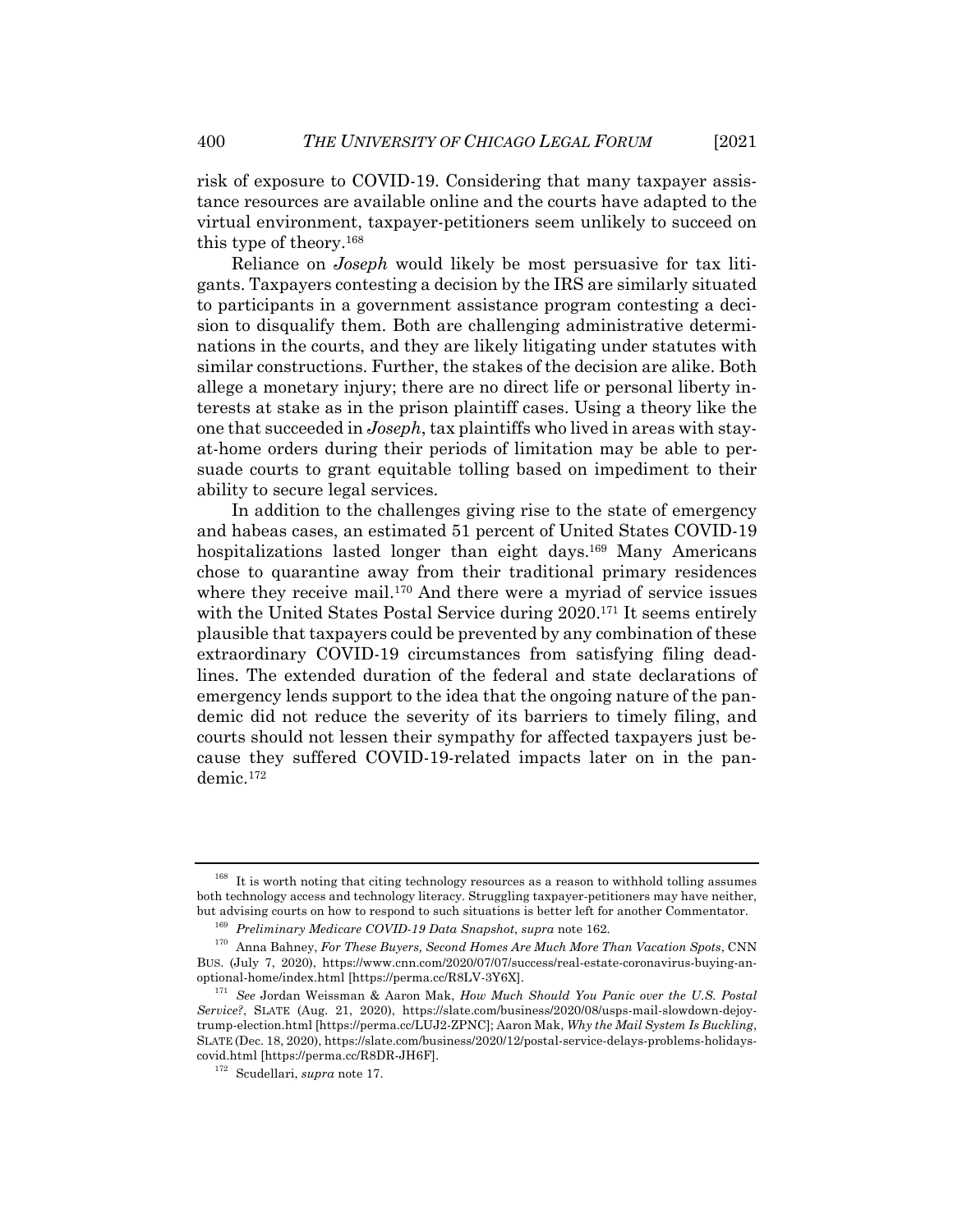risk of exposure to COVID-19. Considering that many taxpayer assistance resources are available online and the courts have adapted to the virtual environment, taxpayer-petitioners seem unlikely to succeed on this type of theory.[168]

Reliance on *Joseph* would likely be most persuasive for tax litigants. Taxpayers contesting a decision by the IRS are similarly situated to participants in a government assistance program contesting a decision to disqualify them. Both are challenging administrative determinations in the courts, and they are likely litigating under statutes with similar constructions. Further, the stakes of the decision are alike. Both allege a monetary injury; there are no direct life or personal liberty interests at stake as in the prison plaintiff cases. Using a theory like the one that succeeded in *Joseph*, tax plaintiffs who lived in areas with stay-at-home orders during their periods of limitation may be able to persuade courts to grant equitable tolling based on impediment to their ability to secure legal services.

In addition to the challenges giving rise to the state of emergency and habeas cases, an estimated 51 percent of United States COVID-19 hospitalizations lasted longer than eight days.[169] Many Americans chose to quarantine away from their traditional primary residences where they receive mail.[170] And there were a myriad of service issues with the United States Postal Service during 2020.[171] It seems entirely plausible that taxpayers could be prevented by any combination of these extraordinary COVID-19 circumstances from satisfying filing deadlines. The extended duration of the federal and state declarations of emergency lends support to the idea that the ongoing nature of the pandemic did not reduce the severity of its barriers to timely filing, and courts should not lessen their sympathy for affected taxpayers just because they suffered COVID-19-related impacts later on in the pandemic.[172]

---

[168] It is worth noting that citing technology resources as a reason to withhold tolling assumes both technology access and technology literacy. Struggling taxpayer-petitioners may have neither, but advising courts on how to respond to such situations is better left for another Commentator.

[169] *Preliminary Medicare COVID-19 Data Snapshot*, *supra* note 162.

[170] Anna Bahney, *For These Buyers, Second Homes Are Much More Than Vacation Spots*, CNN BUS. (July 7, 2020), https://www.cnn.com/2020/07/07/success/real-estate-coronavirus-buying-an-optional-home/index.html [https://perma.cc/R8LV-3Y6X].

[171] *See* Jordan Weissman & Aaron Mak, *How Much Should You Panic over the U.S. Postal Service?*, SLATE (Aug. 21, 2020), https://slate.com/business/2020/08/usps-mail-slowdown-dejoy-trump-election.html [https://perma.cc/LUJ2-ZPNC]; Aaron Mak, *Why the Mail System Is Buckling*, SLATE (Dec. 18, 2020), https://slate.com/business/2020/12/postal-service-delays-problems-holidays-covid.html [https://perma.cc/R8DR-JH6F].

[172] Scudellari, *supra* note 17.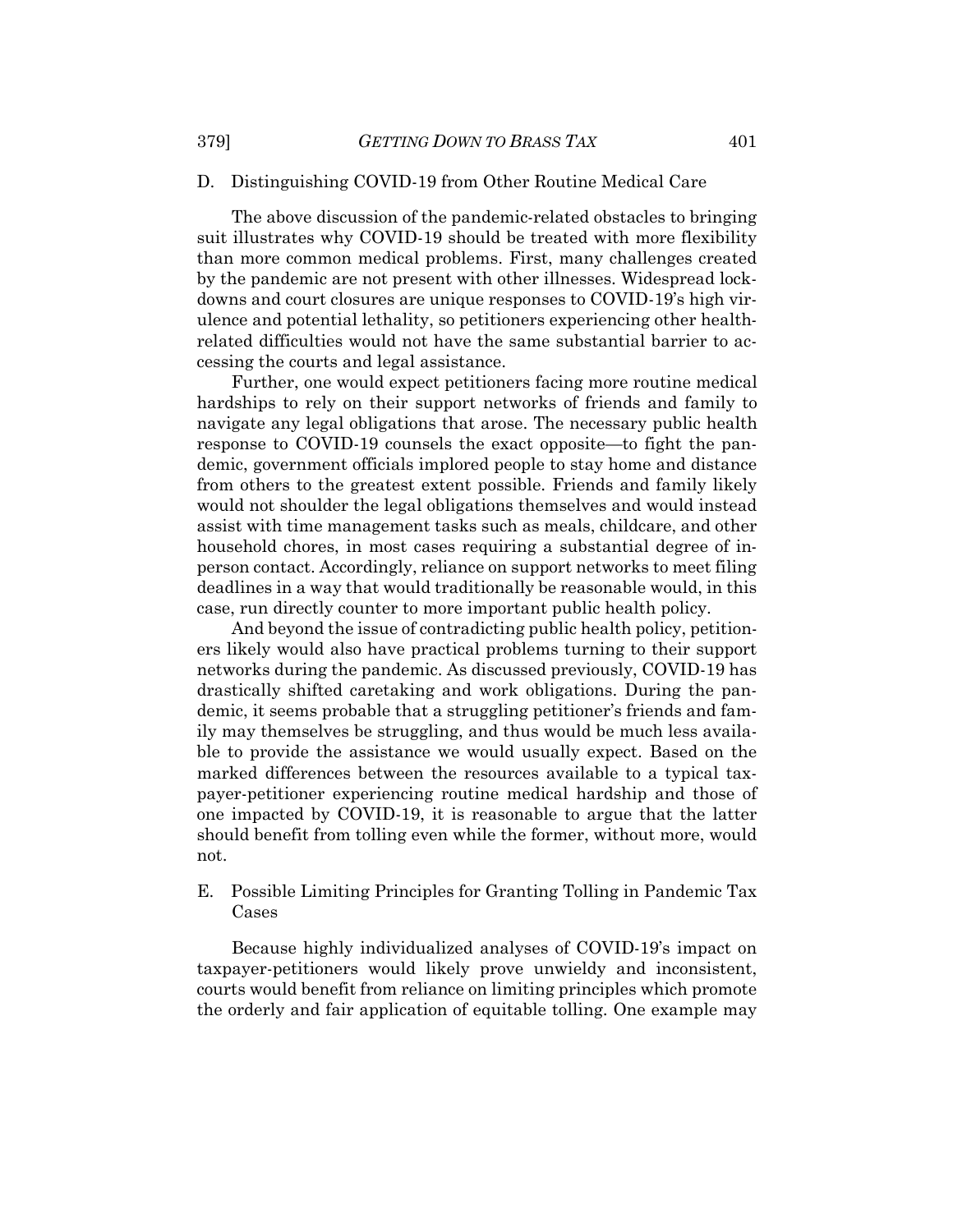### D. Distinguishing COVID-19 from Other Routine Medical Care

The above discussion of the pandemic-related obstacles to bringing suit illustrates why COVID-19 should be treated with more flexibility than more common medical problems. First, many challenges created by the pandemic are not present with other illnesses. Widespread lockdowns and court closures are unique responses to COVID-19's high virulence and potential lethality, so petitioners experiencing other health-related difficulties would not have the same substantial barrier to accessing the courts and legal assistance.

Further, one would expect petitioners facing more routine medical hardships to rely on their support networks of friends and family to navigate any legal obligations that arose. The necessary public health response to COVID-19 counsels the exact opposite—to fight the pandemic, government officials implored people to stay home and distance from others to the greatest extent possible. Friends and family likely would not shoulder the legal obligations themselves and would instead assist with time management tasks such as meals, childcare, and other household chores, in most cases requiring a substantial degree of in-person contact. Accordingly, reliance on support networks to meet filing deadlines in a way that would traditionally be reasonable would, in this case, run directly counter to more important public health policy.

And beyond the issue of contradicting public health policy, petitioners likely would also have practical problems turning to their support networks during the pandemic. As discussed previously, COVID-19 has drastically shifted caretaking and work obligations. During the pandemic, it seems probable that a struggling petitioner's friends and family may themselves be struggling, and thus would be much less available to provide the assistance we would usually expect. Based on the marked differences between the resources available to a typical taxpayer-petitioner experiencing routine medical hardship and those of one impacted by COVID-19, it is reasonable to argue that the latter should benefit from tolling even while the former, without more, would not.

### E. Possible Limiting Principles for Granting Tolling in Pandemic Tax Cases

Because highly individualized analyses of COVID-19's impact on taxpayer-petitioners would likely prove unwieldy and inconsistent, courts would benefit from reliance on limiting principles which promote the orderly and fair application of equitable tolling. One example may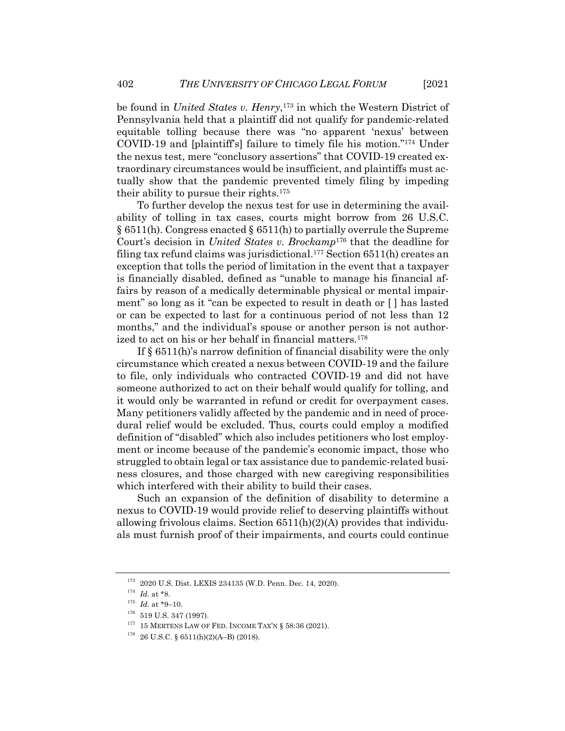be found in *United States v. Henry*,[173] in which the Western District of Pennsylvania held that a plaintiff did not qualify for pandemic-related equitable tolling because there was "no apparent 'nexus' between COVID-19 and [plaintiff's] failure to timely file his motion."[174] Under the nexus test, mere "conclusory assertions" that COVID-19 created extraordinary circumstances would be insufficient, and plaintiffs must actually show that the pandemic prevented timely filing by impeding their ability to pursue their rights.[175]

To further develop the nexus test for use in determining the availability of tolling in tax cases, courts might borrow from 26 U.S.C. § 6511(h). Congress enacted § 6511(h) to partially overrule the Supreme Court's decision in *United States v. Brockamp*[176] that the deadline for filing tax refund claims was jurisdictional.[177] Section 6511(h) creates an exception that tolls the period of limitation in the event that a taxpayer is financially disabled, defined as "unable to manage his financial affairs by reason of a medically determinable physical or mental impairment" so long as it "can be expected to result in death or [ ] has lasted or can be expected to last for a continuous period of not less than 12 months," and the individual's spouse or another person is not authorized to act on his or her behalf in financial matters.[178]

If § 6511(h)'s narrow definition of financial disability were the only circumstance which created a nexus between COVID-19 and the failure to file, only individuals who contracted COVID-19 and did not have someone authorized to act on their behalf would qualify for tolling, and it would only be warranted in refund or credit for overpayment cases. Many petitioners validly affected by the pandemic and in need of procedural relief would be excluded. Thus, courts could employ a modified definition of "disabled" which also includes petitioners who lost employment or income because of the pandemic's economic impact, those who struggled to obtain legal or tax assistance due to pandemic-related business closures, and those charged with new caregiving responsibilities which interfered with their ability to build their cases.

Such an expansion of the definition of disability to determine a nexus to COVID-19 would provide relief to deserving plaintiffs without allowing frivolous claims. Section 6511(h)(2)(A) provides that individuals must furnish proof of their impairments, and courts could continue

---

[173] 2020 U.S. Dist. LEXIS 234135 (W.D. Penn. Dec. 14, 2020).

[174] *Id.* at *8.

[175] *Id.* at *9–10.

[176] 519 U.S. 347 (1997).

[177] 15 MERTENS LAW OF FED. INCOME TAX'N § 58:36 (2021).

[178] 26 U.S.C. § 6511(h)(2)(A–B) (2018).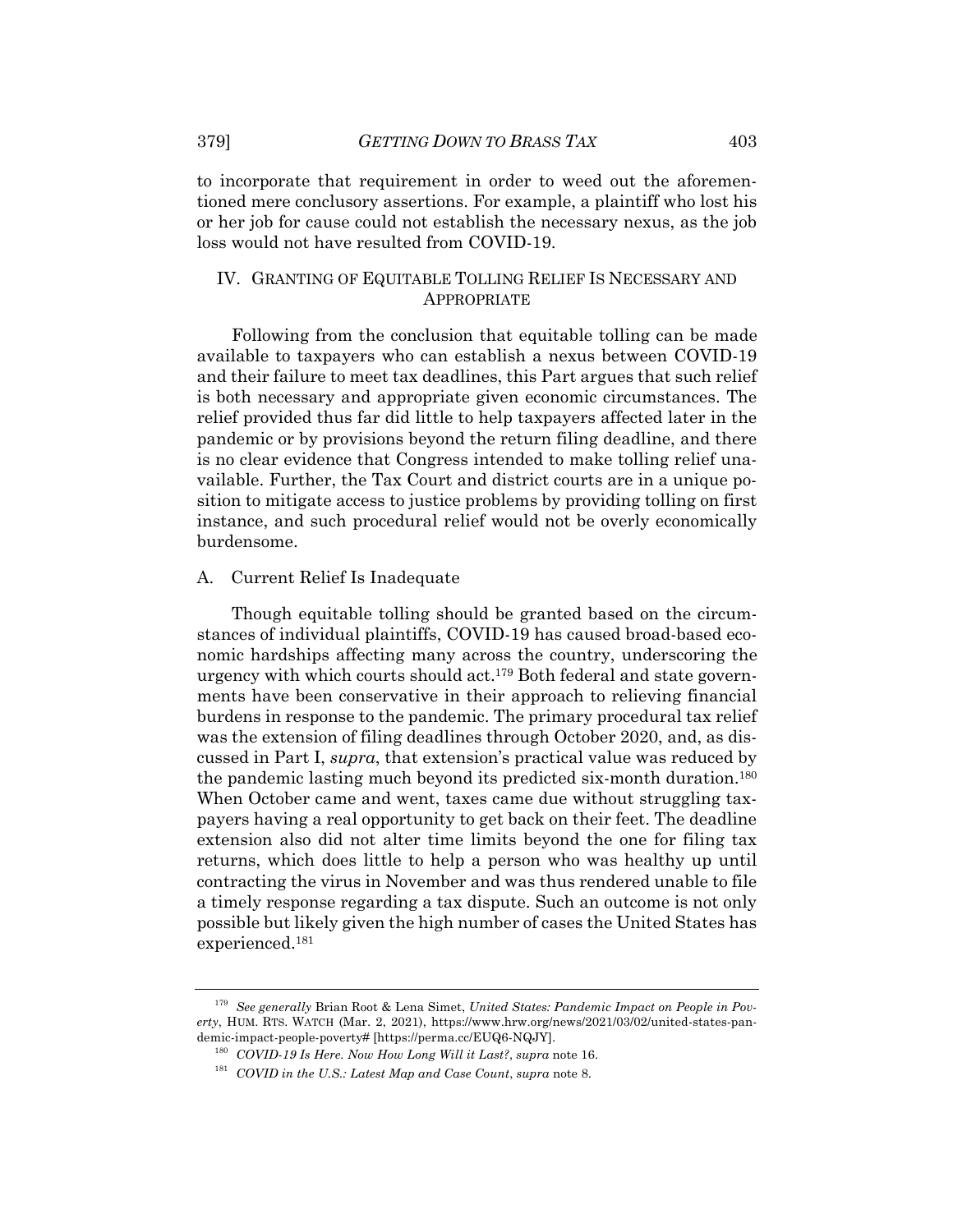to incorporate that requirement in order to weed out the aforementioned mere conclusory assertions. For example, a plaintiff who lost his or her job for cause could not establish the necessary nexus, as the job loss would not have resulted from COVID-19.

## IV. Granting of Equitable Tolling Relief Is Necessary and Appropriate

Following from the conclusion that equitable tolling can be made available to taxpayers who can establish a nexus between COVID-19 and their failure to meet tax deadlines, this Part argues that such relief is both necessary and appropriate given economic circumstances. The relief provided thus far did little to help taxpayers affected later in the pandemic or by provisions beyond the return filing deadline, and there is no clear evidence that Congress intended to make tolling relief unavailable. Further, the Tax Court and district courts are in a unique position to mitigate access to justice problems by providing tolling on first instance, and such procedural relief would not be overly economically burdensome.

### A. Current Relief Is Inadequate

Though equitable tolling should be granted based on the circumstances of individual plaintiffs, COVID-19 has caused broad-based economic hardships affecting many across the country, underscoring the urgency with which courts should act.[179] Both federal and state governments have been conservative in their approach to relieving financial burdens in response to the pandemic. The primary procedural tax relief was the extension of filing deadlines through October 2020, and, as discussed in Part I, *supra*, that extension's practical value was reduced by the pandemic lasting much beyond its predicted six-month duration.[180] When October came and went, taxes came due without struggling taxpayers having a real opportunity to get back on their feet. The deadline extension also did not alter time limits beyond the one for filing tax returns, which does little to help a person who was healthy up until contracting the virus in November and was thus rendered unable to file a timely response regarding a tax dispute. Such an outcome is not only possible but likely given the high number of cases the United States has experienced.[181]

---

[179] *See generally* Brian Root & Lena Simet, *United States: Pandemic Impact on People in Poverty*, HUM. RTS. WATCH (Mar. 2, 2021), https://www.hrw.org/news/2021/03/02/united-states-pandemic-impact-people-poverty# [https://perma.cc/EUQ6-NQJY].

[180] *COVID-19 Is Here. Now How Long Will it Last?*, *supra* note 16.

[181] *COVID in the U.S.: Latest Map and Case Count*, *supra* note 8.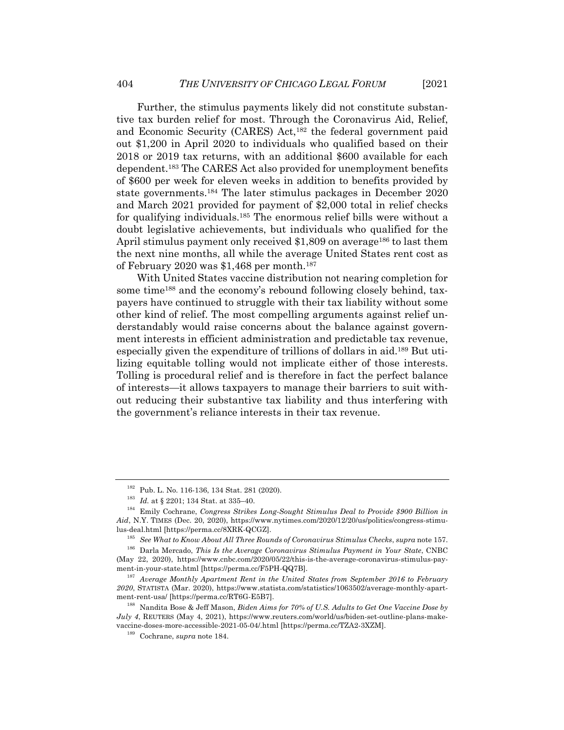Further, the stimulus payments likely did not constitute substantive tax burden relief for most. Through the Coronavirus Aid, Relief, and Economic Security (CARES) Act,[182] the federal government paid out $1,200 in April 2020 to individuals who qualified based on their 2018 or 2019 tax returns, with an additional $600 available for each dependent.[183] The CARES Act also provided for unemployment benefits of $600 per week for eleven weeks in addition to benefits provided by state governments.[184] The later stimulus packages in December 2020 and March 2021 provided for payment of $2,000 total in relief checks for qualifying individuals.[185] The enormous relief bills were without a doubt legislative achievements, but individuals who qualified for the April stimulus payment only received $1,809 on average[186] to last them the next nine months, all while the average United States rent cost as of February 2020 was $1,468 per month.[187]

With United States vaccine distribution not nearing completion for some time[188] and the economy's rebound following closely behind, taxpayers have continued to struggle with their tax liability without some other kind of relief. The most compelling arguments against relief understandably would raise concerns about the balance against government interests in efficient administration and predictable tax revenue, especially given the expenditure of trillions of dollars in aid.[189] But utilizing equitable tolling would not implicate either of those interests. Tolling is procedural relief and is therefore in fact the perfect balance of interests—it allows taxpayers to manage their barriers to suit without reducing their substantive tax liability and thus interfering with the government's reliance interests in their tax revenue.

---

[182] Pub. L. No. 116-136, 134 Stat. 281 (2020).

[183] *Id.* at § 2201; 134 Stat. at 335–40.

[184] Emily Cochrane, *Congress Strikes Long-Sought Stimulus Deal to Provide $900 Billion in Aid*, N.Y. TIMES (Dec. 20, 2020), https://www.nytimes.com/2020/12/20/us/politics/congress-stimulus-deal.html [https://perma.cc/8XRK-QCGZ].

[185] *See What to Know About All Three Rounds of Coronavirus Stimulus Checks*, *supra* note 157.

[186] Darla Mercado, *This Is the Average Coronavirus Stimulus Payment in Your State*, CNBC (May 22, 2020), https://www.cnbc.com/2020/05/22/this-is-the-average-coronavirus-stimulus-payment-in-your-state.html [https://perma.cc/F5PH-QQ7B].

[187] *Average Monthly Apartment Rent in the United States from September 2016 to February 2020*, STATISTA (Mar. 2020), https://www.statista.com/statistics/1063502/average-monthly-apartment-rent-usa/ [https://perma.cc/RT6G-E5B7].

[188] Nandita Bose & Jeff Mason, *Biden Aims for 70% of U.S. Adults to Get One Vaccine Dose by July 4*, REUTERS (May 4, 2021), https://www.reuters.com/world/us/biden-set-outline-plans-make-vaccine-doses-more-accessible-2021-05-04/.html [https://perma.cc/TZA2-3XZM].

[189] Cochrane, *supra* note 184.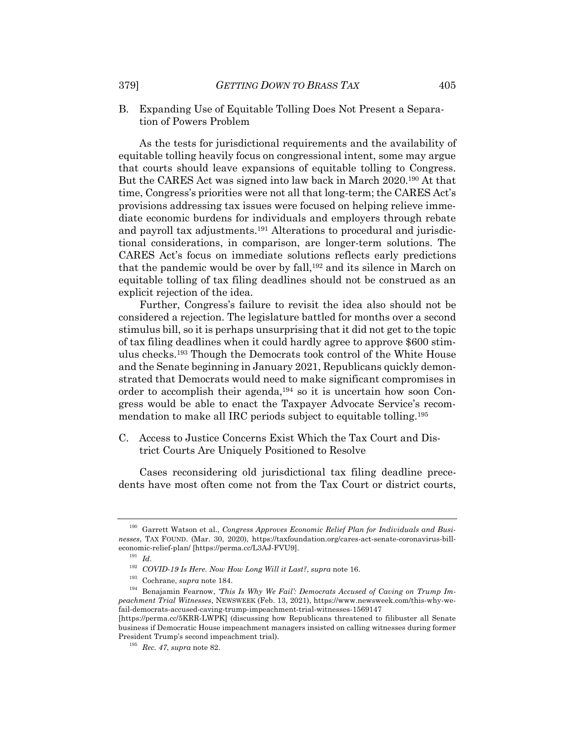### B. Expanding Use of Equitable Tolling Does Not Present a Separation of Powers Problem

As the tests for jurisdictional requirements and the availability of equitable tolling heavily focus on congressional intent, some may argue that courts should leave expansions of equitable tolling to Congress. But the CARES Act was signed into law back in March 2020.[190] At that time, Congress's priorities were not all that long-term; the CARES Act's provisions addressing tax issues were focused on helping relieve immediate economic burdens for individuals and employers through rebate and payroll tax adjustments.[191] Alterations to procedural and jurisdictional considerations, in comparison, are longer-term solutions. The CARES Act's focus on immediate solutions reflects early predictions that the pandemic would be over by fall,[192] and its silence in March on equitable tolling of tax filing deadlines should not be construed as an explicit rejection of the idea.

Further, Congress's failure to revisit the idea also should not be considered a rejection. The legislature battled for months over a second stimulus bill, so it is perhaps unsurprising that it did not get to the topic of tax filing deadlines when it could hardly agree to approve $600 stimulus checks.[193] Though the Democrats took control of the White House and the Senate beginning in January 2021, Republicans quickly demonstrated that Democrats would need to make significant compromises in order to accomplish their agenda,[194] so it is uncertain how soon Congress would be able to enact the Taxpayer Advocate Service's recommendation to make all IRC periods subject to equitable tolling.[195]

### C. Access to Justice Concerns Exist Which the Tax Court and District Courts Are Uniquely Positioned to Resolve

Cases reconsidering old jurisdictional tax filing deadline precedents have most often come not from the Tax Court or district courts,

---

[190] Garrett Watson et al., *Congress Approves Economic Relief Plan for Individuals and Businesses*, TAX FOUND. (Mar. 30, 2020), https://taxfoundation.org/cares-act-senate-coronavirus-bill-economic-relief-plan/ [https://perma.cc/L3AJ-FVU9].

[191] *Id.*

[192] *COVID-19 Is Here. Now How Long Will it Last?*, *supra* note 16.

[193] Cochrane, *supra* note 184.

[194] Benajamin Fearnow, *'This Is Why We Fail': Democrats Accused of Caving on Trump Impeachment Trial Witnesses*, NEWSWEEK (Feb. 13, 2021), https://www.newsweek.com/this-why-we-fail-democrats-accused-caving-trump-impeachment-trial-witnesses-1569147 [https://perma.cc/5KRR-LWPK] (discussing how Republicans threatened to filibuster all Senate business if Democratic House impeachment managers insisted on calling witnesses during former President Trump's second impeachment trial).

[195] *Rec. 47*, *supra* note 82.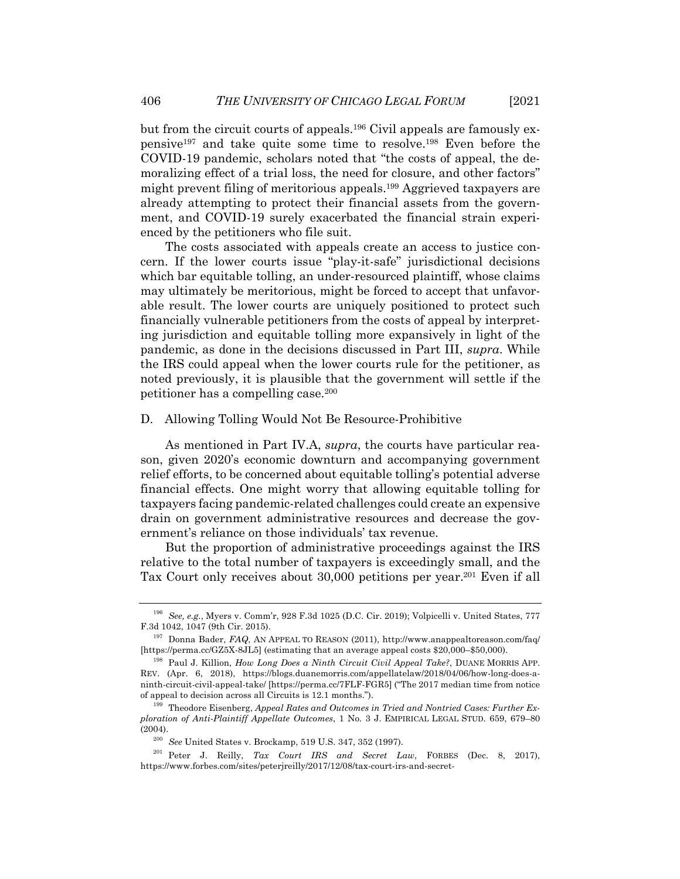but from the circuit courts of appeals.[196] Civil appeals are famously expensive[197] and take quite some time to resolve.[198] Even before the COVID-19 pandemic, scholars noted that "the costs of appeal, the demoralizing effect of a trial loss, the need for closure, and other factors" might prevent filing of meritorious appeals.[199] Aggrieved taxpayers are already attempting to protect their financial assets from the government, and COVID-19 surely exacerbated the financial strain experienced by the petitioners who file suit.

The costs associated with appeals create an access to justice concern. If the lower courts issue "play-it-safe" jurisdictional decisions which bar equitable tolling, an under-resourced plaintiff, whose claims may ultimately be meritorious, might be forced to accept that unfavorable result. The lower courts are uniquely positioned to protect such financially vulnerable petitioners from the costs of appeal by interpreting jurisdiction and equitable tolling more expansively in light of the pandemic, as done in the decisions discussed in Part III, *supra*. While the IRS could appeal when the lower courts rule for the petitioner, as noted previously, it is plausible that the government will settle if the petitioner has a compelling case.[200]

## D. Allowing Tolling Would Not Be Resource-Prohibitive

As mentioned in Part IV.A, *supra*, the courts have particular reason, given 2020's economic downturn and accompanying government relief efforts, to be concerned about equitable tolling's potential adverse financial effects. One might worry that allowing equitable tolling for taxpayers facing pandemic-related challenges could create an expensive drain on government administrative resources and decrease the government's reliance on those individuals' tax revenue.

But the proportion of administrative proceedings against the IRS relative to the total number of taxpayers is exceedingly small, and the Tax Court only receives about 30,000 petitions per year.[201] Even if all

---

[196] *See, e.g.*, Myers v. Comm'r, 928 F.3d 1025 (D.C. Cir. 2019); Volpicelli v. United States, 777 F.3d 1042, 1047 (9th Cir. 2015).

[197] Donna Bader, *FAQ*, AN APPEAL TO REASON (2011), http://www.anappealtoreason.com/faq/ [https://perma.cc/GZ5X-8JL5] (estimating that an average appeal costs $20,000–$50,000).

[198] Paul J. Killion, *How Long Does a Ninth Circuit Civil Appeal Take?*, DUANE MORRIS APP. REV. (Apr. 6, 2018), https://blogs.duanemorris.com/appellatelaw/2018/04/06/how-long-does-a-ninth-circuit-civil-appeal-take/ [https://perma.cc/7FLF-FGR5] ("The 2017 median time from notice of appeal to decision across all Circuits is 12.1 months.").

[199] Theodore Eisenberg, *Appeal Rates and Outcomes in Tried and Nontried Cases: Further Exploration of Anti-Plaintiff Appellate Outcomes*, 1 No. 3 J. EMPIRICAL LEGAL STUD. 659, 679–80 (2004).

[200] *See* United States v. Brockamp, 519 U.S. 347, 352 (1997).

[201] Peter J. Reilly, *Tax Court IRS and Secret Law*, FORBES (Dec. 8, 2017), https://www.forbes.com/sites/peterjreilly/2017/12/08/tax-court-irs-and-secret-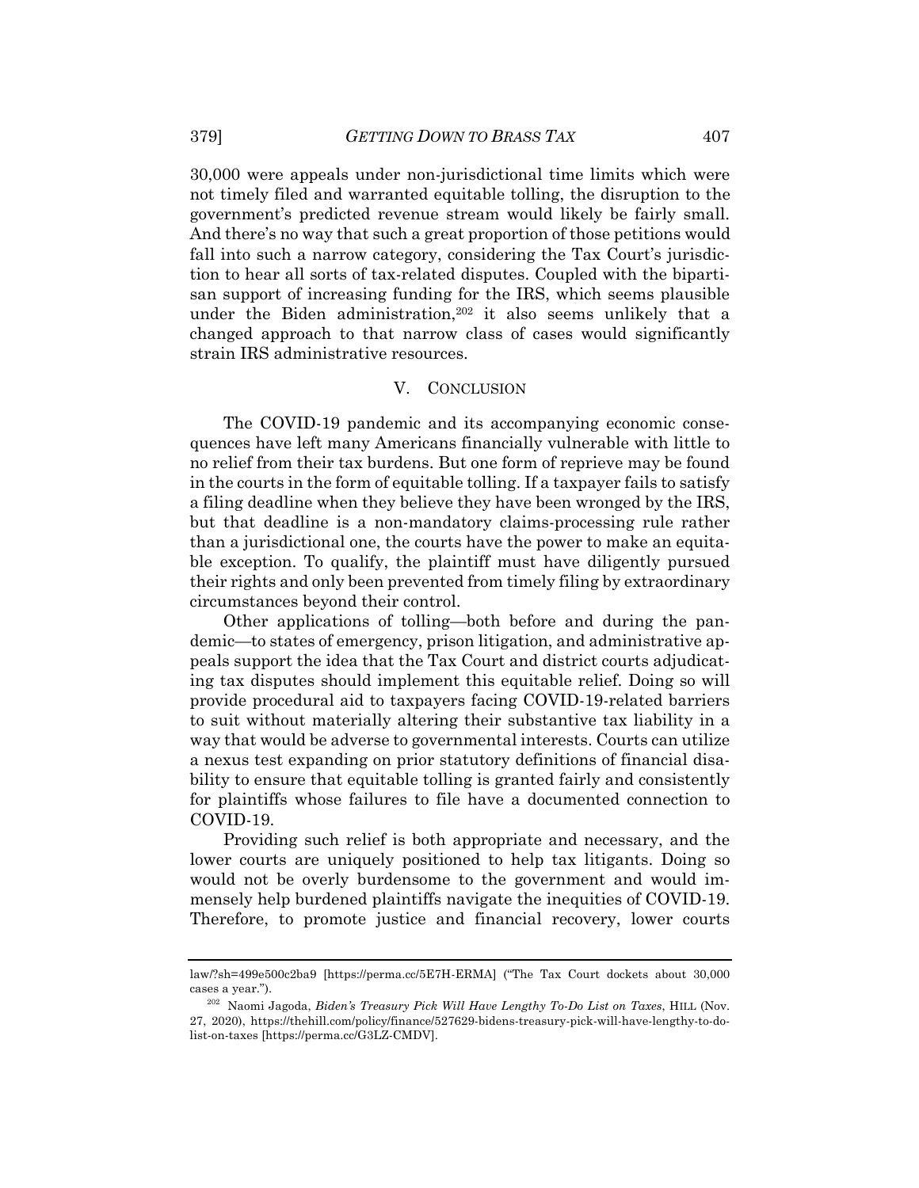30,000 were appeals under non-jurisdictional time limits which were not timely filed and warranted equitable tolling, the disruption to the government's predicted revenue stream would likely be fairly small. And there's no way that such a great proportion of those petitions would fall into such a narrow category, considering the Tax Court's jurisdiction to hear all sorts of tax-related disputes. Coupled with the bipartisan support of increasing funding for the IRS, which seems plausible under the Biden administration,[202] it also seems unlikely that a changed approach to that narrow class of cases would significantly strain IRS administrative resources.

## V. CONCLUSION

The COVID-19 pandemic and its accompanying economic consequences have left many Americans financially vulnerable with little to no relief from their tax burdens. But one form of reprieve may be found in the courts in the form of equitable tolling. If a taxpayer fails to satisfy a filing deadline when they believe they have been wronged by the IRS, but that deadline is a non-mandatory claims-processing rule rather than a jurisdictional one, the courts have the power to make an equitable exception. To qualify, the plaintiff must have diligently pursued their rights and only been prevented from timely filing by extraordinary circumstances beyond their control.

Other applications of tolling—both before and during the pandemic—to states of emergency, prison litigation, and administrative appeals support the idea that the Tax Court and district courts adjudicating tax disputes should implement this equitable relief. Doing so will provide procedural aid to taxpayers facing COVID-19-related barriers to suit without materially altering their substantive tax liability in a way that would be adverse to governmental interests. Courts can utilize a nexus test expanding on prior statutory definitions of financial disability to ensure that equitable tolling is granted fairly and consistently for plaintiffs whose failures to file have a documented connection to COVID-19.

Providing such relief is both appropriate and necessary, and the lower courts are uniquely positioned to help tax litigants. Doing so would not be overly burdensome to the government and would immensely help burdened plaintiffs navigate the inequities of COVID-19. Therefore, to promote justice and financial recovery, lower courts

---

law/?sh=499e500c2ba9 [https://perma.cc/5E7H-ERMA] ("The Tax Court dockets about 30,000 cases a year.").

[202] Naomi Jagoda, *Biden's Treasury Pick Will Have Lengthy To-Do List on Taxes*, HILL (Nov. 27, 2020), https://thehill.com/policy/finance/527629-bidens-treasury-pick-will-have-lengthy-to-do-list-on-taxes [https://perma.cc/G3LZ-CMDV].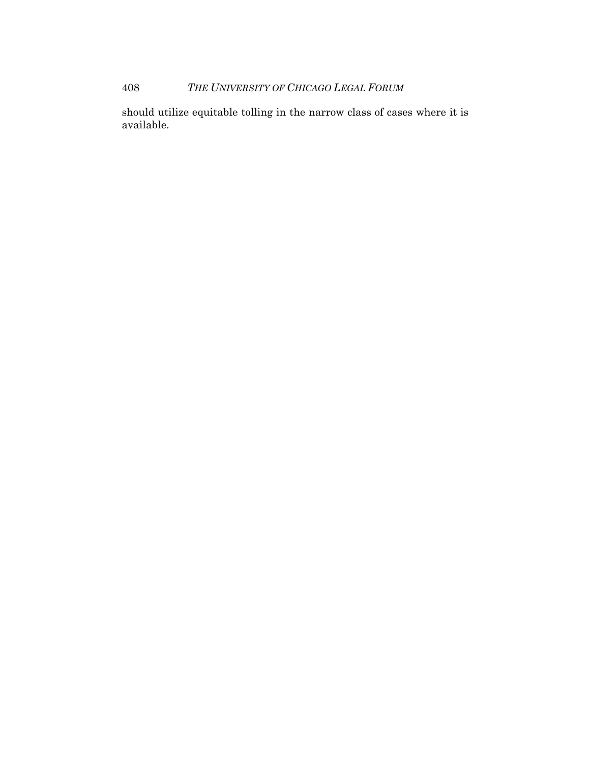should utilize equitable tolling in the narrow class of cases where it is available.